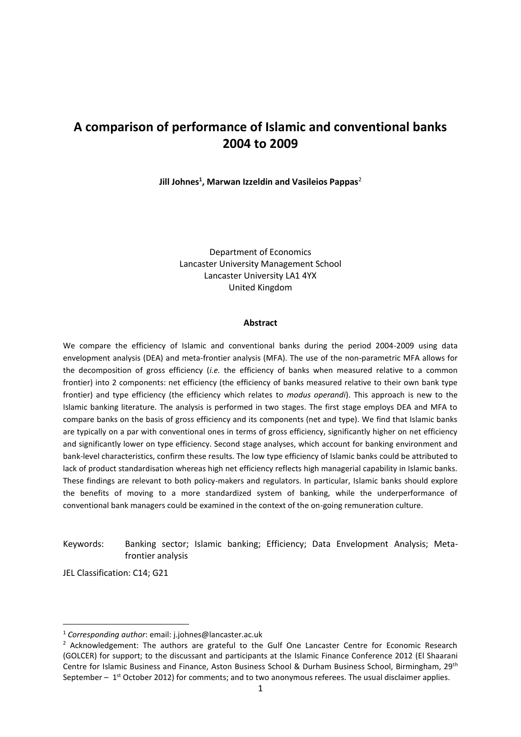# A comparison of performance of Islamic and conventional banks 2004 to 2009

**Jill Johnes[1], Marwan Izzeldin and Vasileios Pappas[2]**

Department of Economics
Lancaster University Management School
Lancaster University LA1 4YX
United Kingdom

### Abstract

We compare the efficiency of Islamic and conventional banks during the period 2004-2009 using data envelopment analysis (DEA) and meta-frontier analysis (MFA). The use of the non-parametric MFA allows for the decomposition of gross efficiency (*i.e.* the efficiency of banks when measured relative to a common frontier) into 2 components: net efficiency (the efficiency of banks measured relative to their own bank type frontier) and type efficiency (the efficiency which relates to *modus operandi*). This approach is new to the Islamic banking literature. The analysis is performed in two stages. The first stage employs DEA and MFA to compare banks on the basis of gross efficiency and its components (net and type). We find that Islamic banks are typically on a par with conventional ones in terms of gross efficiency, significantly higher on net efficiency and significantly lower on type efficiency. Second stage analyses, which account for banking environment and bank-level characteristics, confirm these results. The low type efficiency of Islamic banks could be attributed to lack of product standardisation whereas high net efficiency reflects high managerial capability in Islamic banks. These findings are relevant to both policy-makers and regulators. In particular, Islamic banks should explore the benefits of moving to a more standardized system of banking, while the underperformance of conventional bank managers could be examined in the context of the on-going remuneration culture.

Keywords: Banking sector; Islamic banking; Efficiency; Data Envelopment Analysis; Meta-frontier analysis

JEL Classification: C14; G21

---

[1] *Corresponding author*: email: j.johnes@lancaster.ac.uk

[2] Acknowledgement: The authors are grateful to the Gulf One Lancaster Centre for Economic Research (GOLCER) for support; to the discussant and participants at the Islamic Finance Conference 2012 (El Shaarani Centre for Islamic Business and Finance, Aston Business School & Durham Business School, Birmingham, 29th September – 1st October 2012) for comments; and to two anonymous referees. The usual disclaimer applies.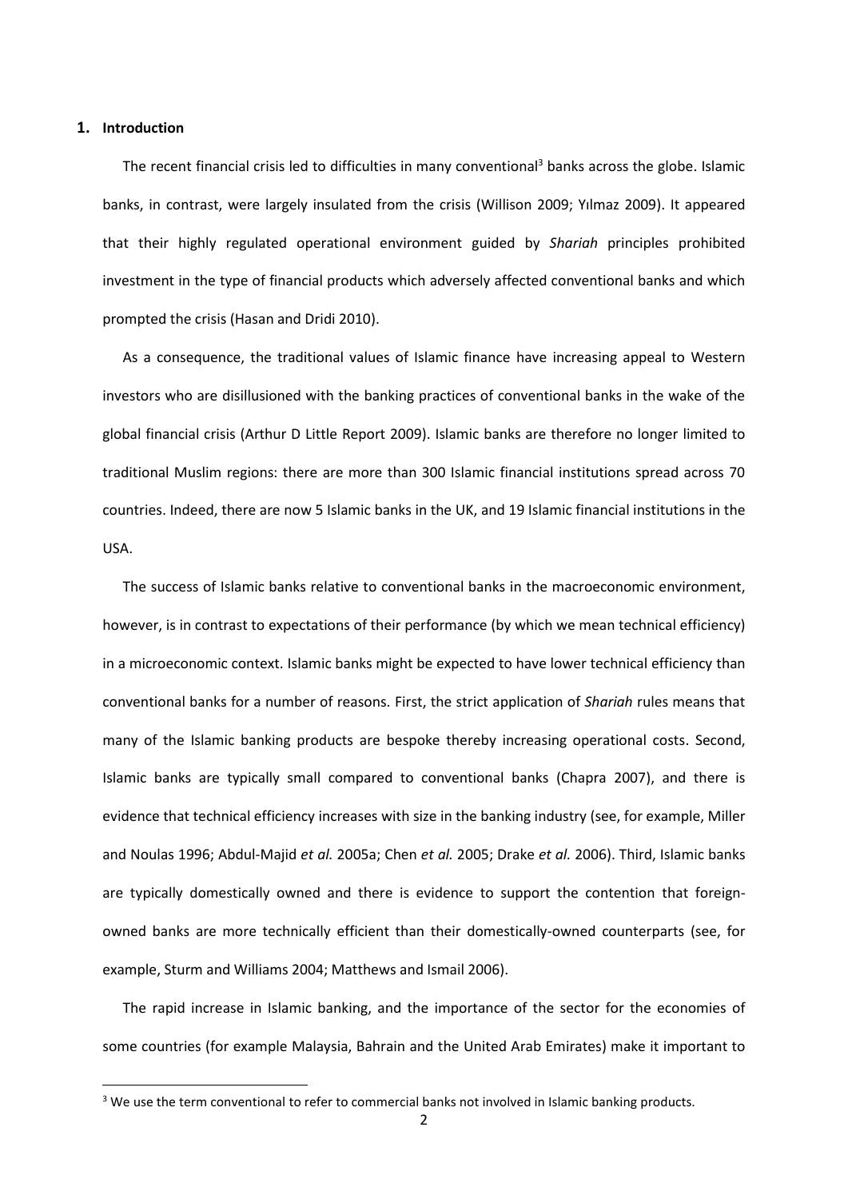## 1. Introduction

The recent financial crisis led to difficulties in many conventional[3] banks across the globe. Islamic banks, in contrast, were largely insulated from the crisis (Willison 2009; Yılmaz 2009). It appeared that their highly regulated operational environment guided by *Shariah* principles prohibited investment in the type of financial products which adversely affected conventional banks and which prompted the crisis (Hasan and Dridi 2010).

As a consequence, the traditional values of Islamic finance have increasing appeal to Western investors who are disillusioned with the banking practices of conventional banks in the wake of the global financial crisis (Arthur D Little Report 2009). Islamic banks are therefore no longer limited to traditional Muslim regions: there are more than 300 Islamic financial institutions spread across 70 countries. Indeed, there are now 5 Islamic banks in the UK, and 19 Islamic financial institutions in the USA.

The success of Islamic banks relative to conventional banks in the macroeconomic environment, however, is in contrast to expectations of their performance (by which we mean technical efficiency) in a microeconomic context. Islamic banks might be expected to have lower technical efficiency than conventional banks for a number of reasons. First, the strict application of *Shariah* rules means that many of the Islamic banking products are bespoke thereby increasing operational costs. Second, Islamic banks are typically small compared to conventional banks (Chapra 2007), and there is evidence that technical efficiency increases with size in the banking industry (see, for example, Miller and Noulas 1996; Abdul-Majid *et al.* 2005a; Chen *et al.* 2005; Drake *et al.* 2006). Third, Islamic banks are typically domestically owned and there is evidence to support the contention that foreign-owned banks are more technically efficient than their domestically-owned counterparts (see, for example, Sturm and Williams 2004; Matthews and Ismail 2006).

The rapid increase in Islamic banking, and the importance of the sector for the economies of some countries (for example Malaysia, Bahrain and the United Arab Emirates) make it important to

[3] We use the term conventional to refer to commercial banks not involved in Islamic banking products.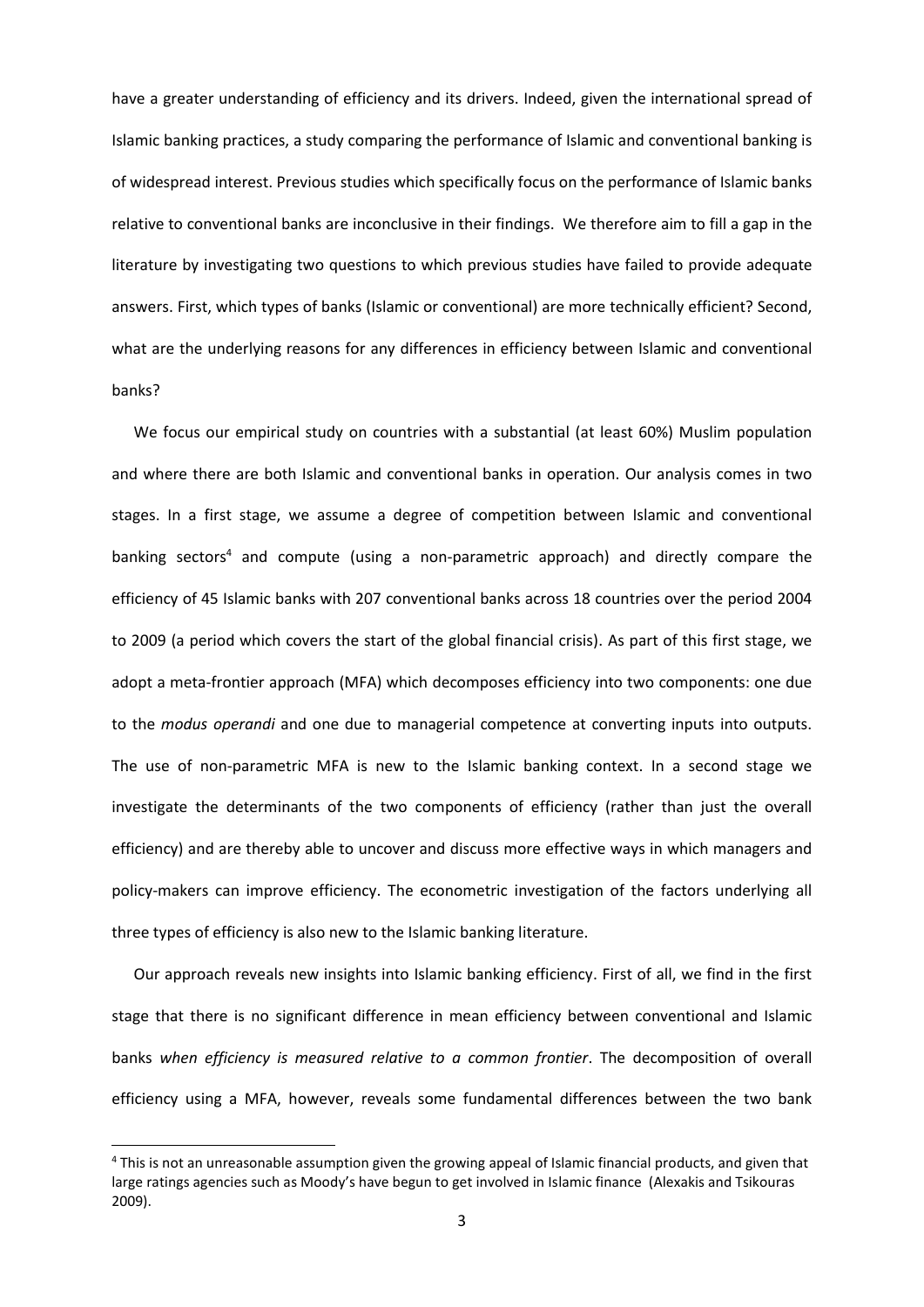have a greater understanding of efficiency and its drivers. Indeed, given the international spread of Islamic banking practices, a study comparing the performance of Islamic and conventional banking is of widespread interest. Previous studies which specifically focus on the performance of Islamic banks relative to conventional banks are inconclusive in their findings. We therefore aim to fill a gap in the literature by investigating two questions to which previous studies have failed to provide adequate answers. First, which types of banks (Islamic or conventional) are more technically efficient? Second, what are the underlying reasons for any differences in efficiency between Islamic and conventional banks?

We focus our empirical study on countries with a substantial (at least 60%) Muslim population and where there are both Islamic and conventional banks in operation. Our analysis comes in two stages. In a first stage, we assume a degree of competition between Islamic and conventional banking sectors[4] and compute (using a non-parametric approach) and directly compare the efficiency of 45 Islamic banks with 207 conventional banks across 18 countries over the period 2004 to 2009 (a period which covers the start of the global financial crisis). As part of this first stage, we adopt a meta-frontier approach (MFA) which decomposes efficiency into two components: one due to the *modus operandi* and one due to managerial competence at converting inputs into outputs. The use of non-parametric MFA is new to the Islamic banking context. In a second stage we investigate the determinants of the two components of efficiency (rather than just the overall efficiency) and are thereby able to uncover and discuss more effective ways in which managers and policy-makers can improve efficiency. The econometric investigation of the factors underlying all three types of efficiency is also new to the Islamic banking literature.

Our approach reveals new insights into Islamic banking efficiency. First of all, we find in the first stage that there is no significant difference in mean efficiency between conventional and Islamic banks *when efficiency is measured relative to a common frontier*. The decomposition of overall efficiency using a MFA, however, reveals some fundamental differences between the two bank

[4] This is not an unreasonable assumption given the growing appeal of Islamic financial products, and given that large ratings agencies such as Moody's have begun to get involved in Islamic finance (Alexakis and Tsikouras 2009).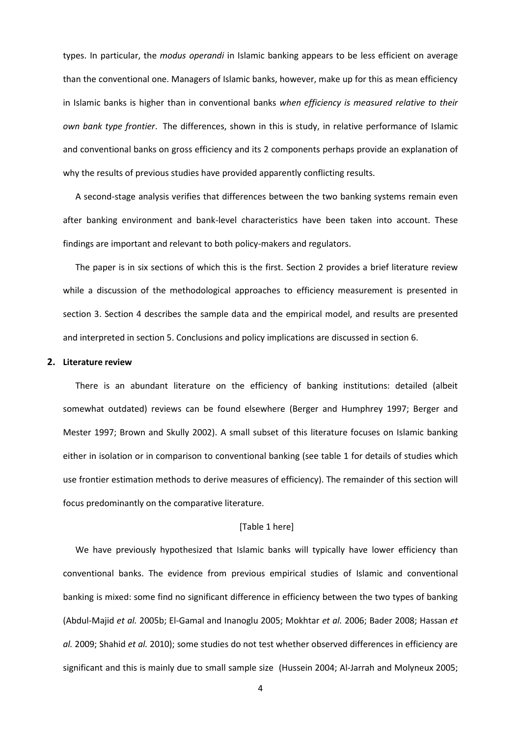types. In particular, the *modus operandi* in Islamic banking appears to be less efficient on average than the conventional one. Managers of Islamic banks, however, make up for this as mean efficiency in Islamic banks is higher than in conventional banks *when efficiency is measured relative to their own bank type frontier*. The differences, shown in this is study, in relative performance of Islamic and conventional banks on gross efficiency and its 2 components perhaps provide an explanation of why the results of previous studies have provided apparently conflicting results.

A second-stage analysis verifies that differences between the two banking systems remain even after banking environment and bank-level characteristics have been taken into account. These findings are important and relevant to both policy-makers and regulators.

The paper is in six sections of which this is the first. Section 2 provides a brief literature review while a discussion of the methodological approaches to efficiency measurement is presented in section 3. Section 4 describes the sample data and the empirical model, and results are presented and interpreted in section 5. Conclusions and policy implications are discussed in section 6.

## 2. Literature review

There is an abundant literature on the efficiency of banking institutions: detailed (albeit somewhat outdated) reviews can be found elsewhere (Berger and Humphrey 1997; Berger and Mester 1997; Brown and Skully 2002). A small subset of this literature focuses on Islamic banking either in isolation or in comparison to conventional banking (see table 1 for details of studies which use frontier estimation methods to derive measures of efficiency). The remainder of this section will focus predominantly on the comparative literature.

[Table 1 here]

We have previously hypothesized that Islamic banks will typically have lower efficiency than conventional banks. The evidence from previous empirical studies of Islamic and conventional banking is mixed: some find no significant difference in efficiency between the two types of banking (Abdul-Majid *et al.* 2005b; El-Gamal and Inanoglu 2005; Mokhtar *et al.* 2006; Bader 2008; Hassan *et al.* 2009; Shahid *et al.* 2010); some studies do not test whether observed differences in efficiency are significant and this is mainly due to small sample size (Hussein 2004; Al-Jarrah and Molyneux 2005;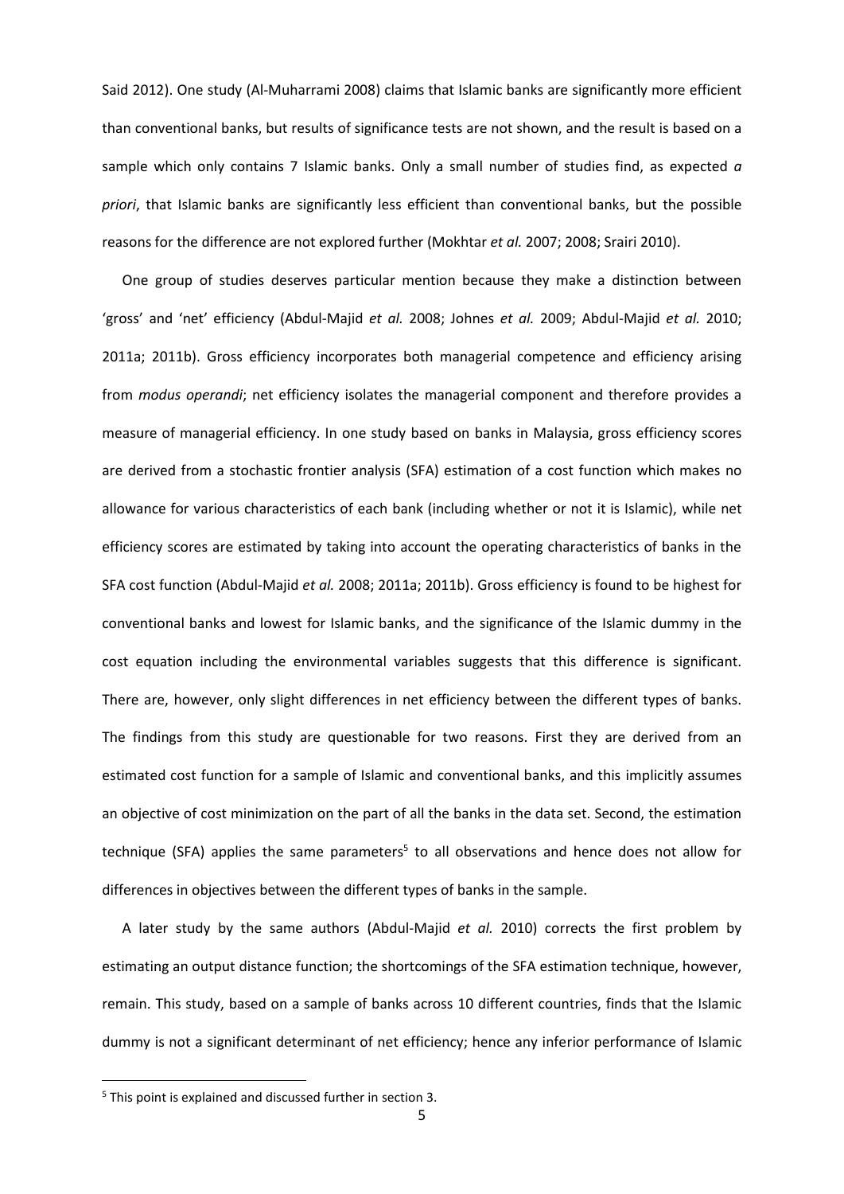Said 2012). One study (Al-Muharrami 2008) claims that Islamic banks are significantly more efficient than conventional banks, but results of significance tests are not shown, and the result is based on a sample which only contains 7 Islamic banks. Only a small number of studies find, as expected *a priori*, that Islamic banks are significantly less efficient than conventional banks, but the possible reasons for the difference are not explored further (Mokhtar *et al.* 2007; 2008; Srairi 2010).

One group of studies deserves particular mention because they make a distinction between 'gross' and 'net' efficiency (Abdul-Majid *et al.* 2008; Johnes *et al.* 2009; Abdul-Majid *et al.* 2010; 2011a; 2011b). Gross efficiency incorporates both managerial competence and efficiency arising from *modus operandi*; net efficiency isolates the managerial component and therefore provides a measure of managerial efficiency. In one study based on banks in Malaysia, gross efficiency scores are derived from a stochastic frontier analysis (SFA) estimation of a cost function which makes no allowance for various characteristics of each bank (including whether or not it is Islamic), while net efficiency scores are estimated by taking into account the operating characteristics of banks in the SFA cost function (Abdul-Majid *et al.* 2008; 2011a; 2011b). Gross efficiency is found to be highest for conventional banks and lowest for Islamic banks, and the significance of the Islamic dummy in the cost equation including the environmental variables suggests that this difference is significant. There are, however, only slight differences in net efficiency between the different types of banks. The findings from this study are questionable for two reasons. First they are derived from an estimated cost function for a sample of Islamic and conventional banks, and this implicitly assumes an objective of cost minimization on the part of all the banks in the data set. Second, the estimation technique (SFA) applies the same parameters[5] to all observations and hence does not allow for differences in objectives between the different types of banks in the sample.

A later study by the same authors (Abdul-Majid *et al.* 2010) corrects the first problem by estimating an output distance function; the shortcomings of the SFA estimation technique, however, remain. This study, based on a sample of banks across 10 different countries, finds that the Islamic dummy is not a significant determinant of net efficiency; hence any inferior performance of Islamic

[5] This point is explained and discussed further in section 3.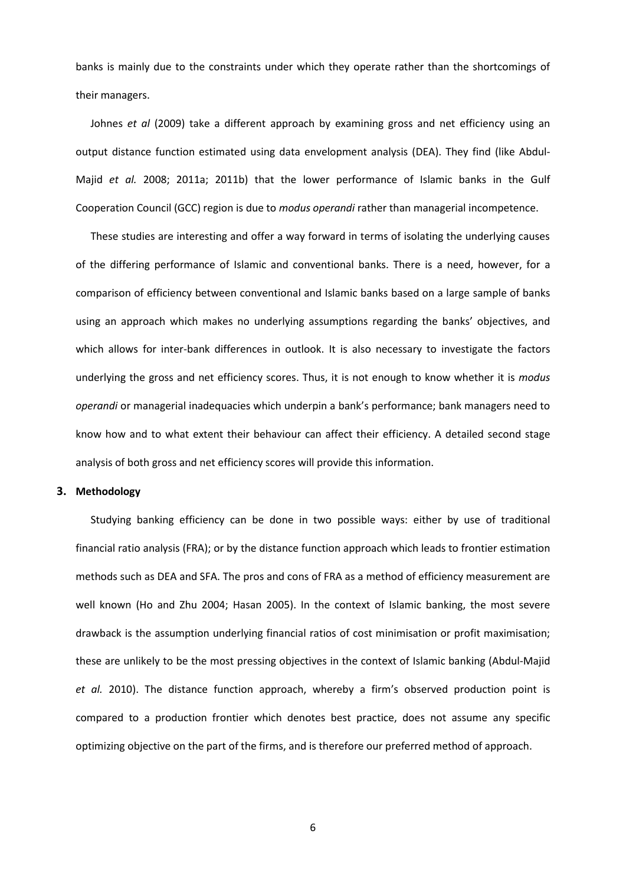banks is mainly due to the constraints under which they operate rather than the shortcomings of their managers.

Johnes *et al* (2009) take a different approach by examining gross and net efficiency using an output distance function estimated using data envelopment analysis (DEA). They find (like Abdul-Majid *et al.* 2008; 2011a; 2011b) that the lower performance of Islamic banks in the Gulf Cooperation Council (GCC) region is due to *modus operandi* rather than managerial incompetence.

These studies are interesting and offer a way forward in terms of isolating the underlying causes of the differing performance of Islamic and conventional banks. There is a need, however, for a comparison of efficiency between conventional and Islamic banks based on a large sample of banks using an approach which makes no underlying assumptions regarding the banks' objectives, and which allows for inter-bank differences in outlook. It is also necessary to investigate the factors underlying the gross and net efficiency scores. Thus, it is not enough to know whether it is *modus operandi* or managerial inadequacies which underpin a bank's performance; bank managers need to know how and to what extent their behaviour can affect their efficiency. A detailed second stage analysis of both gross and net efficiency scores will provide this information.

## 3. Methodology

Studying banking efficiency can be done in two possible ways: either by use of traditional financial ratio analysis (FRA); or by the distance function approach which leads to frontier estimation methods such as DEA and SFA. The pros and cons of FRA as a method of efficiency measurement are well known (Ho and Zhu 2004; Hasan 2005). In the context of Islamic banking, the most severe drawback is the assumption underlying financial ratios of cost minimisation or profit maximisation; these are unlikely to be the most pressing objectives in the context of Islamic banking (Abdul-Majid *et al.* 2010). The distance function approach, whereby a firm's observed production point is compared to a production frontier which denotes best practice, does not assume any specific optimizing objective on the part of the firms, and is therefore our preferred method of approach.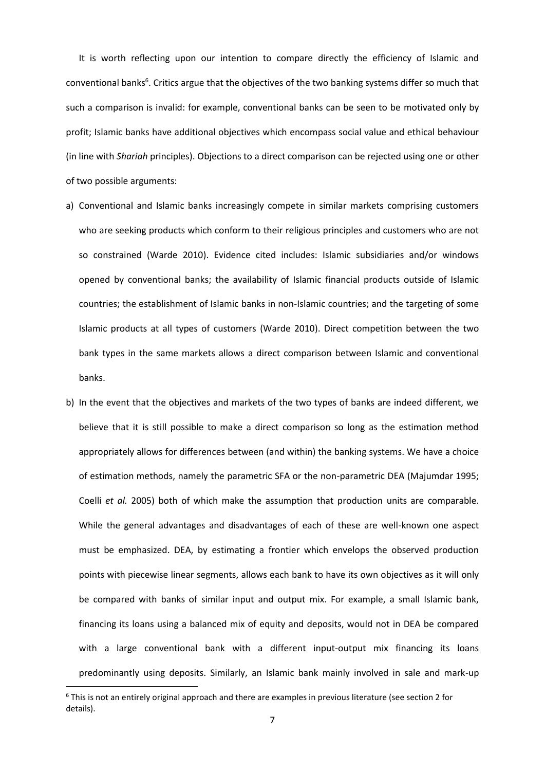It is worth reflecting upon our intention to compare directly the efficiency of Islamic and conventional banks[6]. Critics argue that the objectives of the two banking systems differ so much that such a comparison is invalid: for example, conventional banks can be seen to be motivated only by profit; Islamic banks have additional objectives which encompass social value and ethical behaviour (in line with *Shariah* principles). Objections to a direct comparison can be rejected using one or other of two possible arguments:

a) Conventional and Islamic banks increasingly compete in similar markets comprising customers who are seeking products which conform to their religious principles and customers who are not so constrained (Warde 2010). Evidence cited includes: Islamic subsidiaries and/or windows opened by conventional banks; the availability of Islamic financial products outside of Islamic countries; the establishment of Islamic banks in non-Islamic countries; and the targeting of some Islamic products at all types of customers (Warde 2010). Direct competition between the two bank types in the same markets allows a direct comparison between Islamic and conventional banks.

b) In the event that the objectives and markets of the two types of banks are indeed different, we believe that it is still possible to make a direct comparison so long as the estimation method appropriately allows for differences between (and within) the banking systems. We have a choice of estimation methods, namely the parametric SFA or the non-parametric DEA (Majumdar 1995; Coelli *et al.* 2005) both of which make the assumption that production units are comparable. While the general advantages and disadvantages of each of these are well-known one aspect must be emphasized. DEA, by estimating a frontier which envelops the observed production points with piecewise linear segments, allows each bank to have its own objectives as it will only be compared with banks of similar input and output mix. For example, a small Islamic bank, financing its loans using a balanced mix of equity and deposits, would not in DEA be compared with a large conventional bank with a different input-output mix financing its loans predominantly using deposits. Similarly, an Islamic bank mainly involved in sale and mark-up

[6] This is not an entirely original approach and there are examples in previous literature (see section 2 for details).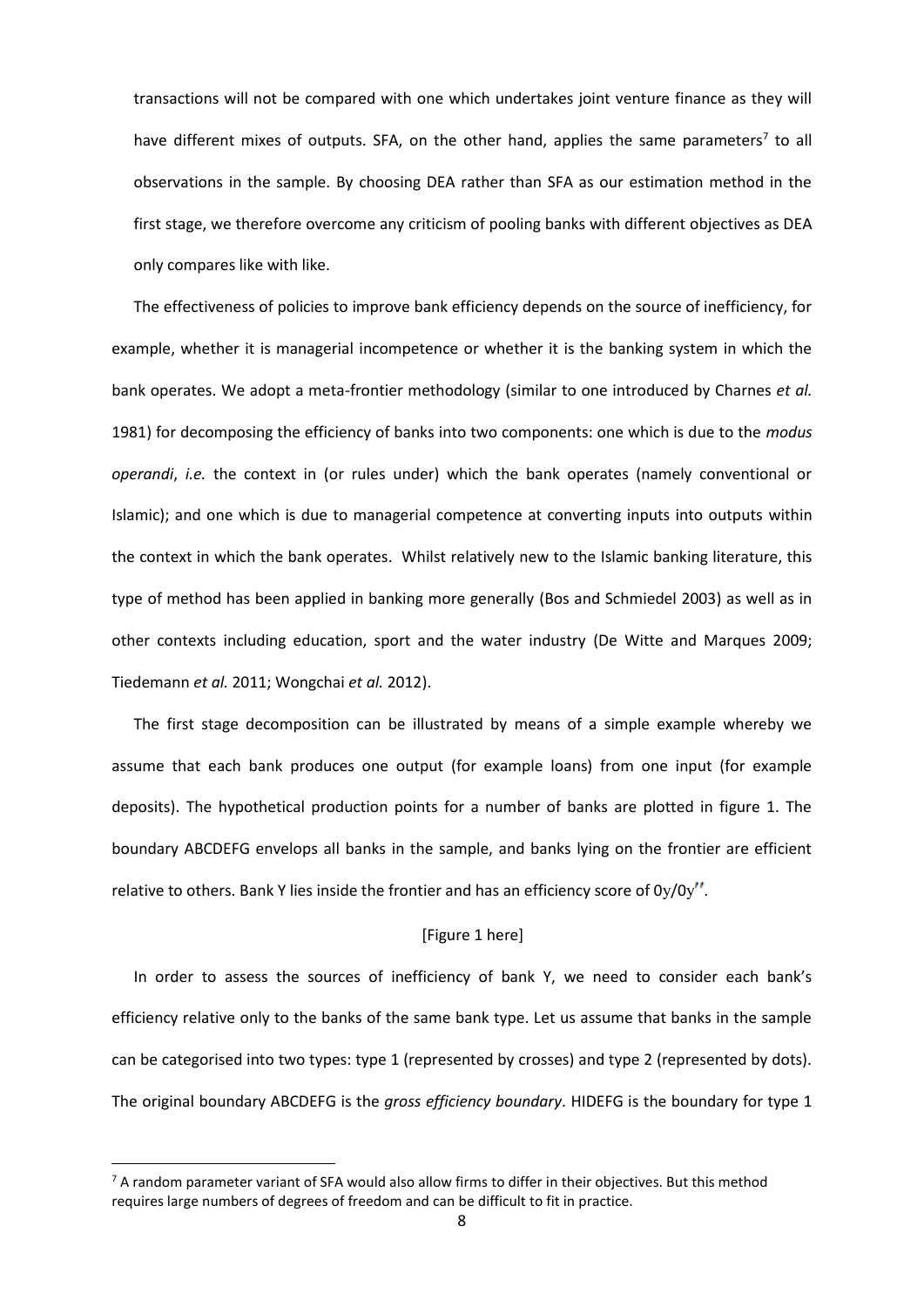transactions will not be compared with one which undertakes joint venture finance as they will have different mixes of outputs. SFA, on the other hand, applies the same parameters[7] to all observations in the sample. By choosing DEA rather than SFA as our estimation method in the first stage, we therefore overcome any criticism of pooling banks with different objectives as DEA only compares like with like.

The effectiveness of policies to improve bank efficiency depends on the source of inefficiency, for example, whether it is managerial incompetence or whether it is the banking system in which the bank operates. We adopt a meta-frontier methodology (similar to one introduced by Charnes *et al.* 1981) for decomposing the efficiency of banks into two components: one which is due to the *modus operandi*, *i.e.* the context in (or rules under) which the bank operates (namely conventional or Islamic); and one which is due to managerial competence at converting inputs into outputs within the context in which the bank operates. Whilst relatively new to the Islamic banking literature, this type of method has been applied in banking more generally (Bos and Schmiedel 2003) as well as in other contexts including education, sport and the water industry (De Witte and Marques 2009; Tiedemann *et al.* 2011; Wongchai *et al.* 2012).

The first stage decomposition can be illustrated by means of a simple example whereby we assume that each bank produces one output (for example loans) from one input (for example deposits). The hypothetical production points for a number of banks are plotted in figure 1. The boundary ABCDEFG envelops all banks in the sample, and banks lying on the frontier are efficient relative to others. Bank Y lies inside the frontier and has an efficiency score of $0y/0y''$.

[Figure 1 here]

In order to assess the sources of inefficiency of bank Y, we need to consider each bank's efficiency relative only to the banks of the same bank type. Let us assume that banks in the sample can be categorised into two types: type 1 (represented by crosses) and type 2 (represented by dots). The original boundary ABCDEFG is the *gross efficiency boundary*. HIDEFG is the boundary for type 1

[7] A random parameter variant of SFA would also allow firms to differ in their objectives. But this method requires large numbers of degrees of freedom and can be difficult to fit in practice.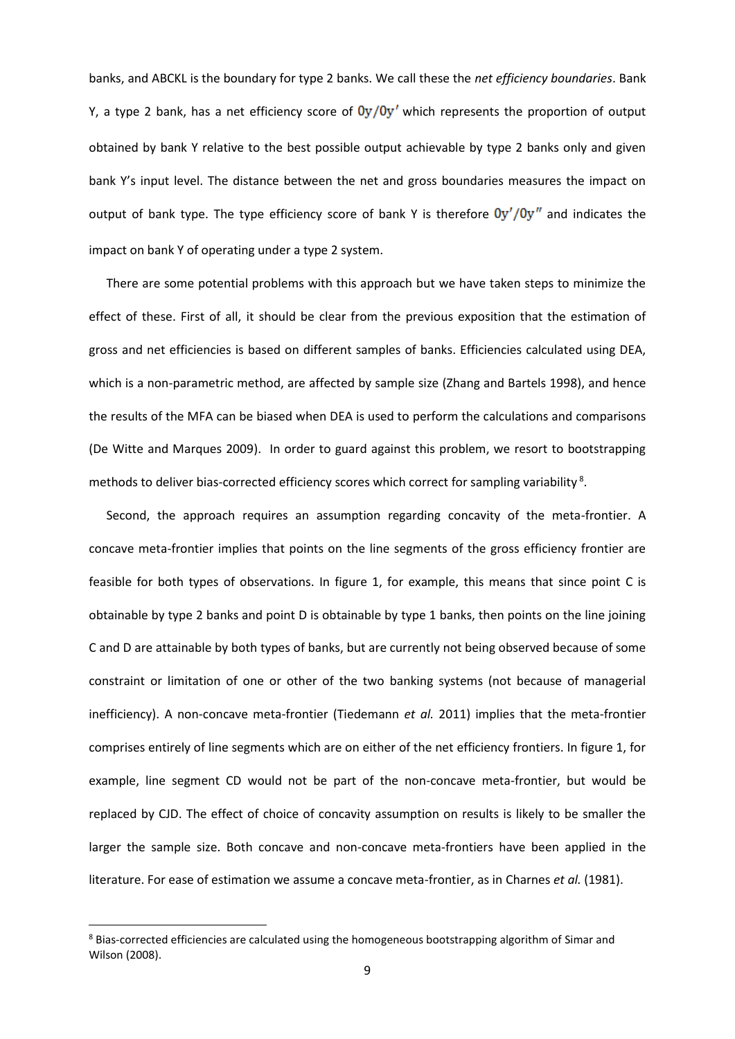banks, and ABCKL is the boundary for type 2 banks. We call these the *net efficiency boundaries*. Bank Y, a type 2 bank, has a net efficiency score of $0y/0y'$ which represents the proportion of output obtained by bank Y relative to the best possible output achievable by type 2 banks only and given bank Y's input level. The distance between the net and gross boundaries measures the impact on output of bank type. The type efficiency score of bank Y is therefore $0y'/0y''$ and indicates the impact on bank Y of operating under a type 2 system.

There are some potential problems with this approach but we have taken steps to minimize the effect of these. First of all, it should be clear from the previous exposition that the estimation of gross and net efficiencies is based on different samples of banks. Efficiencies calculated using DEA, which is a non-parametric method, are affected by sample size (Zhang and Bartels 1998), and hence the results of the MFA can be biased when DEA is used to perform the calculations and comparisons (De Witte and Marques 2009). In order to guard against this problem, we resort to bootstrapping methods to deliver bias-corrected efficiency scores which correct for sampling variability [8].

Second, the approach requires an assumption regarding concavity of the meta-frontier. A concave meta-frontier implies that points on the line segments of the gross efficiency frontier are feasible for both types of observations. In figure 1, for example, this means that since point C is obtainable by type 2 banks and point D is obtainable by type 1 banks, then points on the line joining C and D are attainable by both types of banks, but are currently not being observed because of some constraint or limitation of one or other of the two banking systems (not because of managerial inefficiency). A non-concave meta-frontier (Tiedemann *et al.* 2011) implies that the meta-frontier comprises entirely of line segments which are on either of the net efficiency frontiers. In figure 1, for example, line segment CD would not be part of the non-concave meta-frontier, but would be replaced by CJD. The effect of choice of concavity assumption on results is likely to be smaller the larger the sample size. Both concave and non-concave meta-frontiers have been applied in the literature. For ease of estimation we assume a concave meta-frontier, as in Charnes *et al.* (1981).

[8] Bias-corrected efficiencies are calculated using the homogeneous bootstrapping algorithm of Simar and Wilson (2008).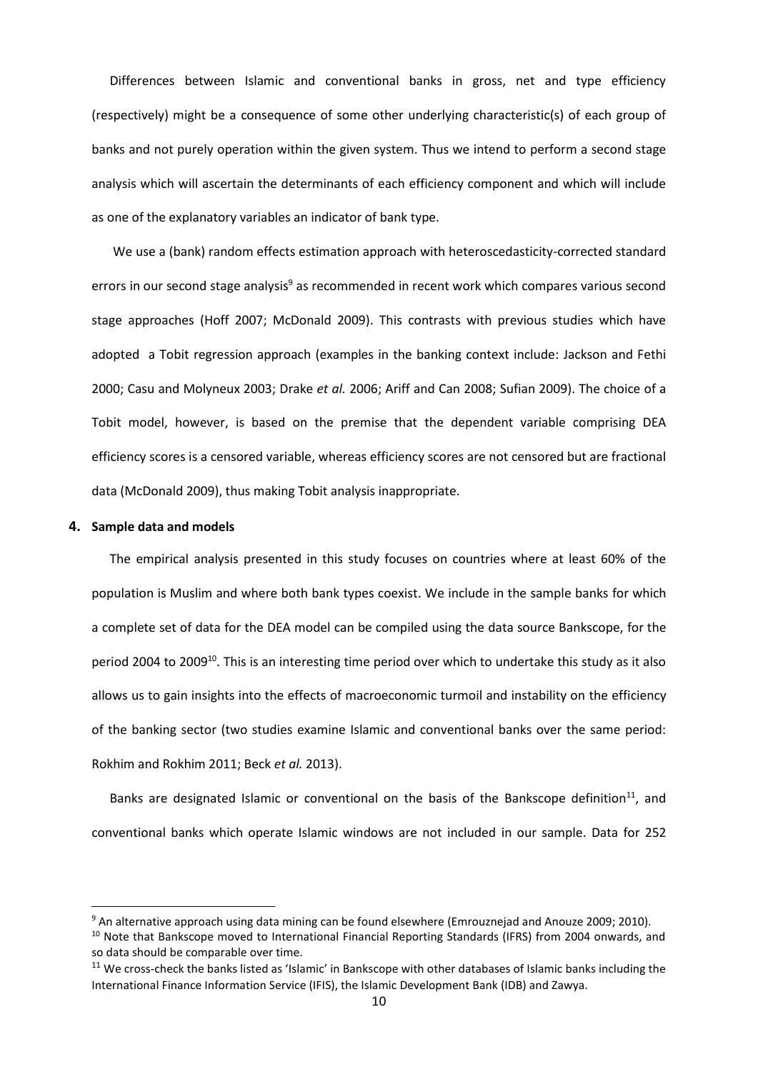Differences between Islamic and conventional banks in gross, net and type efficiency (respectively) might be a consequence of some other underlying characteristic(s) of each group of banks and not purely operation within the given system. Thus we intend to perform a second stage analysis which will ascertain the determinants of each efficiency component and which will include as one of the explanatory variables an indicator of bank type.

We use a (bank) random effects estimation approach with heteroscedasticity-corrected standard errors in our second stage analysis[9] as recommended in recent work which compares various second stage approaches (Hoff 2007; McDonald 2009). This contrasts with previous studies which have adopted a Tobit regression approach (examples in the banking context include: Jackson and Fethi 2000; Casu and Molyneux 2003; Drake *et al.* 2006; Ariff and Can 2008; Sufian 2009). The choice of a Tobit model, however, is based on the premise that the dependent variable comprising DEA efficiency scores is a censored variable, whereas efficiency scores are not censored but are fractional data (McDonald 2009), thus making Tobit analysis inappropriate.

## 4. Sample data and models

The empirical analysis presented in this study focuses on countries where at least 60% of the population is Muslim and where both bank types coexist. We include in the sample banks for which a complete set of data for the DEA model can be compiled using the data source Bankscope, for the period 2004 to 2009[10]. This is an interesting time period over which to undertake this study as it also allows us to gain insights into the effects of macroeconomic turmoil and instability on the efficiency of the banking sector (two studies examine Islamic and conventional banks over the same period: Rokhim and Rokhim 2011; Beck *et al.* 2013).

Banks are designated Islamic or conventional on the basis of the Bankscope definition[11], and conventional banks which operate Islamic windows are not included in our sample. Data for 252

---

[9] An alternative approach using data mining can be found elsewhere (Emrouznejad and Anouze 2009; 2010).

[10] Note that Bankscope moved to International Financial Reporting Standards (IFRS) from 2004 onwards, and so data should be comparable over time.

[11] We cross-check the banks listed as 'Islamic' in Bankscope with other databases of Islamic banks including the International Finance Information Service (IFIS), the Islamic Development Bank (IDB) and Zawya.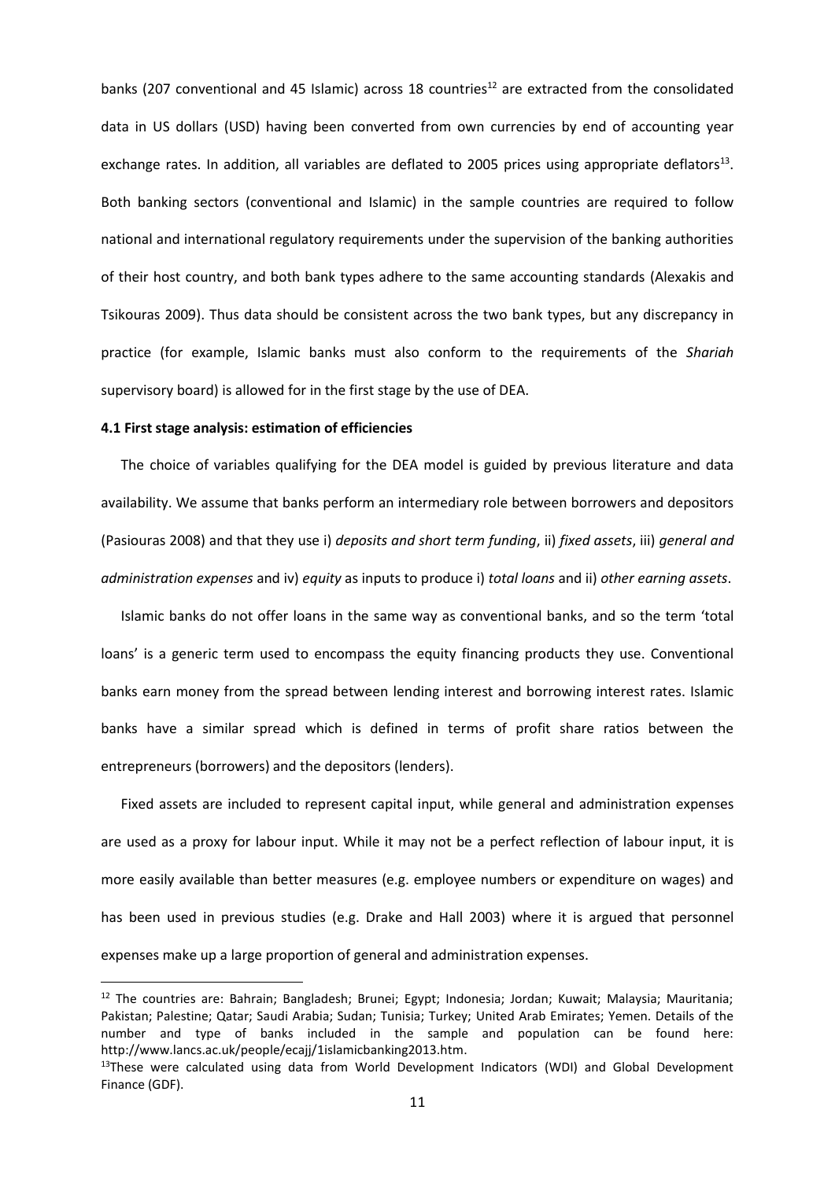banks (207 conventional and 45 Islamic) across 18 countries[12] are extracted from the consolidated data in US dollars (USD) having been converted from own currencies by end of accounting year exchange rates. In addition, all variables are deflated to 2005 prices using appropriate deflators[13]. Both banking sectors (conventional and Islamic) in the sample countries are required to follow national and international regulatory requirements under the supervision of the banking authorities of their host country, and both bank types adhere to the same accounting standards (Alexakis and Tsikouras 2009). Thus data should be consistent across the two bank types, but any discrepancy in practice (for example, Islamic banks must also conform to the requirements of the *Shariah* supervisory board) is allowed for in the first stage by the use of DEA.

**4.1 First stage analysis: estimation of efficiencies**

The choice of variables qualifying for the DEA model is guided by previous literature and data availability. We assume that banks perform an intermediary role between borrowers and depositors (Pasiouras 2008) and that they use i) *deposits and short term funding*, ii) *fixed assets*, iii) *general and administration expenses* and iv) *equity* as inputs to produce i) *total loans* and ii) *other earning assets*.

Islamic banks do not offer loans in the same way as conventional banks, and so the term 'total loans' is a generic term used to encompass the equity financing products they use. Conventional banks earn money from the spread between lending interest and borrowing interest rates. Islamic banks have a similar spread which is defined in terms of profit share ratios between the entrepreneurs (borrowers) and the depositors (lenders).

Fixed assets are included to represent capital input, while general and administration expenses are used as a proxy for labour input. While it may not be a perfect reflection of labour input, it is more easily available than better measures (e.g. employee numbers or expenditure on wages) and has been used in previous studies (e.g. Drake and Hall 2003) where it is argued that personnel expenses make up a large proportion of general and administration expenses.

---

[12] The countries are: Bahrain; Bangladesh; Brunei; Egypt; Indonesia; Jordan; Kuwait; Malaysia; Mauritania; Pakistan; Palestine; Qatar; Saudi Arabia; Sudan; Tunisia; Turkey; United Arab Emirates; Yemen. Details of the number and type of banks included in the sample and population can be found here: http://www.lancs.ac.uk/people/ecajj/1islamicbanking2013.htm.

[13] These were calculated using data from World Development Indicators (WDI) and Global Development Finance (GDF).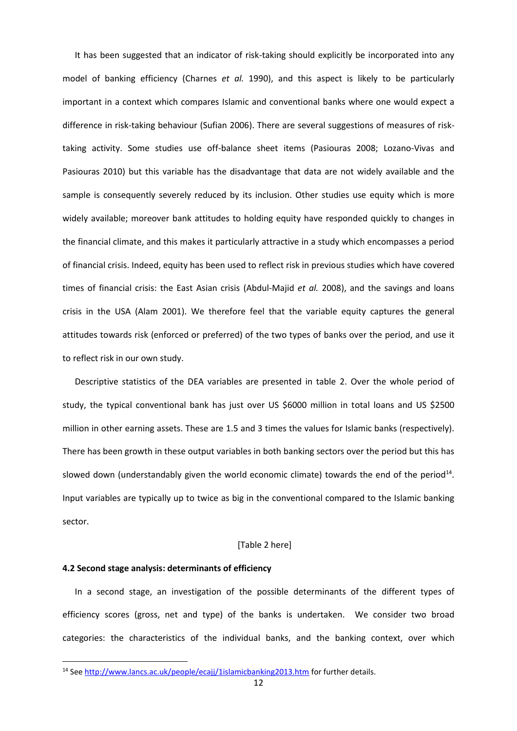It has been suggested that an indicator of risk-taking should explicitly be incorporated into any model of banking efficiency (Charnes *et al.* 1990), and this aspect is likely to be particularly important in a context which compares Islamic and conventional banks where one would expect a difference in risk-taking behaviour (Sufian 2006). There are several suggestions of measures of risk-taking activity. Some studies use off-balance sheet items (Pasiouras 2008; Lozano-Vivas and Pasiouras 2010) but this variable has the disadvantage that data are not widely available and the sample is consequently severely reduced by its inclusion. Other studies use equity which is more widely available; moreover bank attitudes to holding equity have responded quickly to changes in the financial climate, and this makes it particularly attractive in a study which encompasses a period of financial crisis. Indeed, equity has been used to reflect risk in previous studies which have covered times of financial crisis: the East Asian crisis (Abdul-Majid *et al.* 2008), and the savings and loans crisis in the USA (Alam 2001). We therefore feel that the variable equity captures the general attitudes towards risk (enforced or preferred) of the two types of banks over the period, and use it to reflect risk in our own study.

Descriptive statistics of the DEA variables are presented in table 2. Over the whole period of study, the typical conventional bank has just over US $6000 million in total loans and US $2500 million in other earning assets. These are 1.5 and 3 times the values for Islamic banks (respectively). There has been growth in these output variables in both banking sectors over the period but this has slowed down (understandably given the world economic climate) towards the end of the period[14]. Input variables are typically up to twice as big in the conventional compared to the Islamic banking sector.

[Table 2 here]

**4.2 Second stage analysis: determinants of efficiency**

In a second stage, an investigation of the possible determinants of the different types of efficiency scores (gross, net and type) of the banks is undertaken. We consider two broad categories: the characteristics of the individual banks, and the banking context, over which

---

[14] See http://www.lancs.ac.uk/people/ecajj/1islamicbanking2013.htm for further details.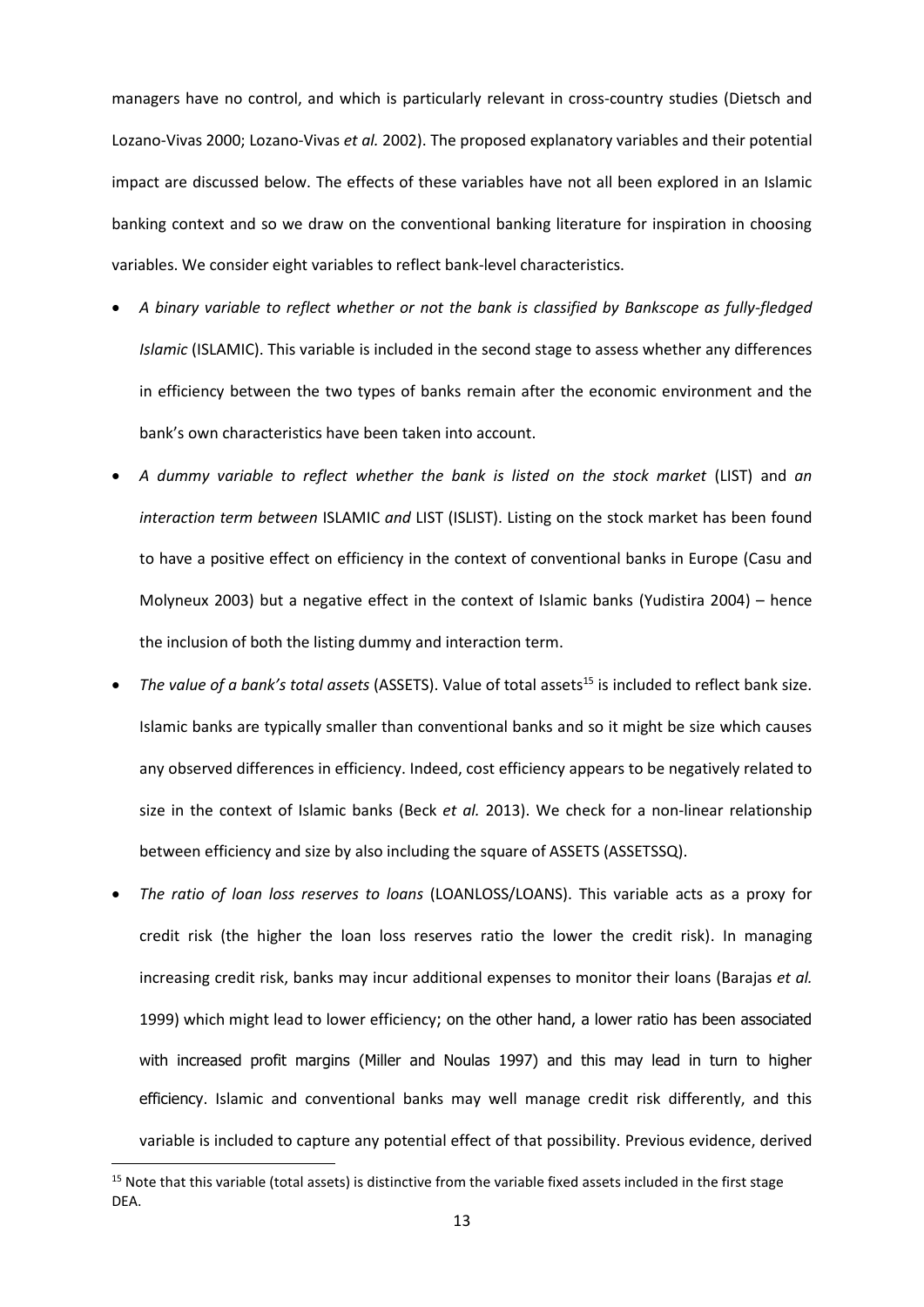managers have no control, and which is particularly relevant in cross-country studies (Dietsch and Lozano-Vivas 2000; Lozano-Vivas *et al.* 2002). The proposed explanatory variables and their potential impact are discussed below. The effects of these variables have not all been explored in an Islamic banking context and so we draw on the conventional banking literature for inspiration in choosing variables. We consider eight variables to reflect bank-level characteristics.

- *A binary variable to reflect whether or not the bank is classified by Bankscope as fully-fledged Islamic* (ISLAMIC). This variable is included in the second stage to assess whether any differences in efficiency between the two types of banks remain after the economic environment and the bank's own characteristics have been taken into account.
- *A dummy variable to reflect whether the bank is listed on the stock market* (LIST) and *an interaction term between* ISLAMIC *and* LIST (ISLIST). Listing on the stock market has been found to have a positive effect on efficiency in the context of conventional banks in Europe (Casu and Molyneux 2003) but a negative effect in the context of Islamic banks (Yudistira 2004) – hence the inclusion of both the listing dummy and interaction term.
- *The value of a bank's total assets* (ASSETS). Value of total assets[15] is included to reflect bank size. Islamic banks are typically smaller than conventional banks and so it might be size which causes any observed differences in efficiency. Indeed, cost efficiency appears to be negatively related to size in the context of Islamic banks (Beck *et al.* 2013). We check for a non-linear relationship between efficiency and size by also including the square of ASSETS (ASSETSSQ).
- *The ratio of loan loss reserves to loans* (LOANLOSS/LOANS). This variable acts as a proxy for credit risk (the higher the loan loss reserves ratio the lower the credit risk). In managing increasing credit risk, banks may incur additional expenses to monitor their loans (Barajas *et al.* 1999) which might lead to lower efficiency; on the other hand, a lower ratio has been associated with increased profit margins (Miller and Noulas 1997) and this may lead in turn to higher efficiency. Islamic and conventional banks may well manage credit risk differently, and this variable is included to capture any potential effect of that possibility. Previous evidence, derived

[15] Note that this variable (total assets) is distinctive from the variable fixed assets included in the first stage DEA.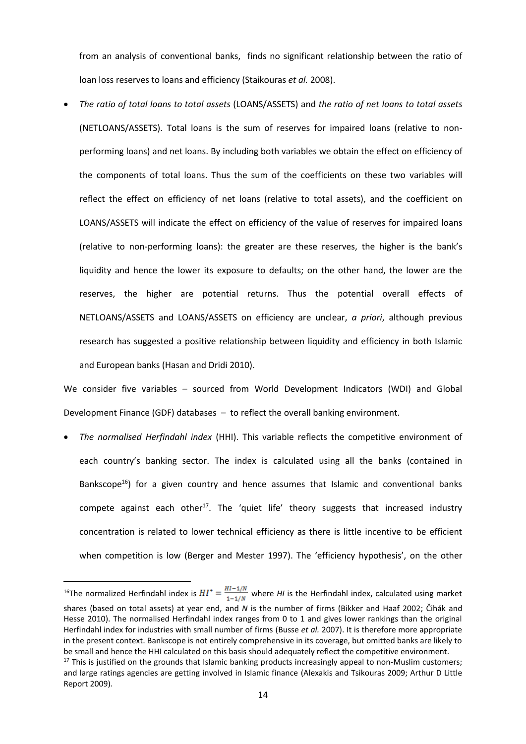from an analysis of conventional banks, finds no significant relationship between the ratio of loan loss reserves to loans and efficiency (Staikouras *et al.* 2008).

- *The ratio of total loans to total assets* (LOANS/ASSETS) and *the ratio of net loans to total assets* (NETLOANS/ASSETS). Total loans is the sum of reserves for impaired loans (relative to non-performing loans) and net loans. By including both variables we obtain the effect on efficiency of the components of total loans. Thus the sum of the coefficients on these two variables will reflect the effect on efficiency of net loans (relative to total assets), and the coefficient on LOANS/ASSETS will indicate the effect on efficiency of the value of reserves for impaired loans (relative to non-performing loans): the greater are these reserves, the higher is the bank's liquidity and hence the lower its exposure to defaults; on the other hand, the lower are the reserves, the higher are potential returns. Thus the potential overall effects of NETLOANS/ASSETS and LOANS/ASSETS on efficiency are unclear, *a priori*, although previous research has suggested a positive relationship between liquidity and efficiency in both Islamic and European banks (Hasan and Dridi 2010).

We consider five variables – sourced from World Development Indicators (WDI) and Global Development Finance (GDF) databases – to reflect the overall banking environment.

- *The normalised Herfindahl index* (HHI). This variable reflects the competitive environment of each country's banking sector. The index is calculated using all the banks (contained in Bankscope[16]) for a given country and hence assumes that Islamic and conventional banks compete against each other[17]. The 'quiet life' theory suggests that increased industry concentration is related to lower technical efficiency as there is little incentive to be efficient when competition is low (Berger and Mester 1997). The 'efficiency hypothesis', on the other

---

[16]The normalized Herfindahl index is $HI^* = \frac{HI - 1/N}{1 - 1/N}$ where *HI* is the Herfindahl index, calculated using market shares (based on total assets) at year end, and *N* is the number of firms (Bikker and Haaf 2002; Čihák and Hesse 2010). The normalised Herfindahl index ranges from 0 to 1 and gives lower rankings than the original Herfindahl index for industries with small number of firms (Busse *et al.* 2007). It is therefore more appropriate in the present context. Bankscope is not entirely comprehensive in its coverage, but omitted banks are likely to be small and hence the HHI calculated on this basis should adequately reflect the competitive environment.

[17] This is justified on the grounds that Islamic banking products increasingly appeal to non-Muslim customers; and large ratings agencies are getting involved in Islamic finance (Alexakis and Tsikouras 2009; Arthur D Little Report 2009).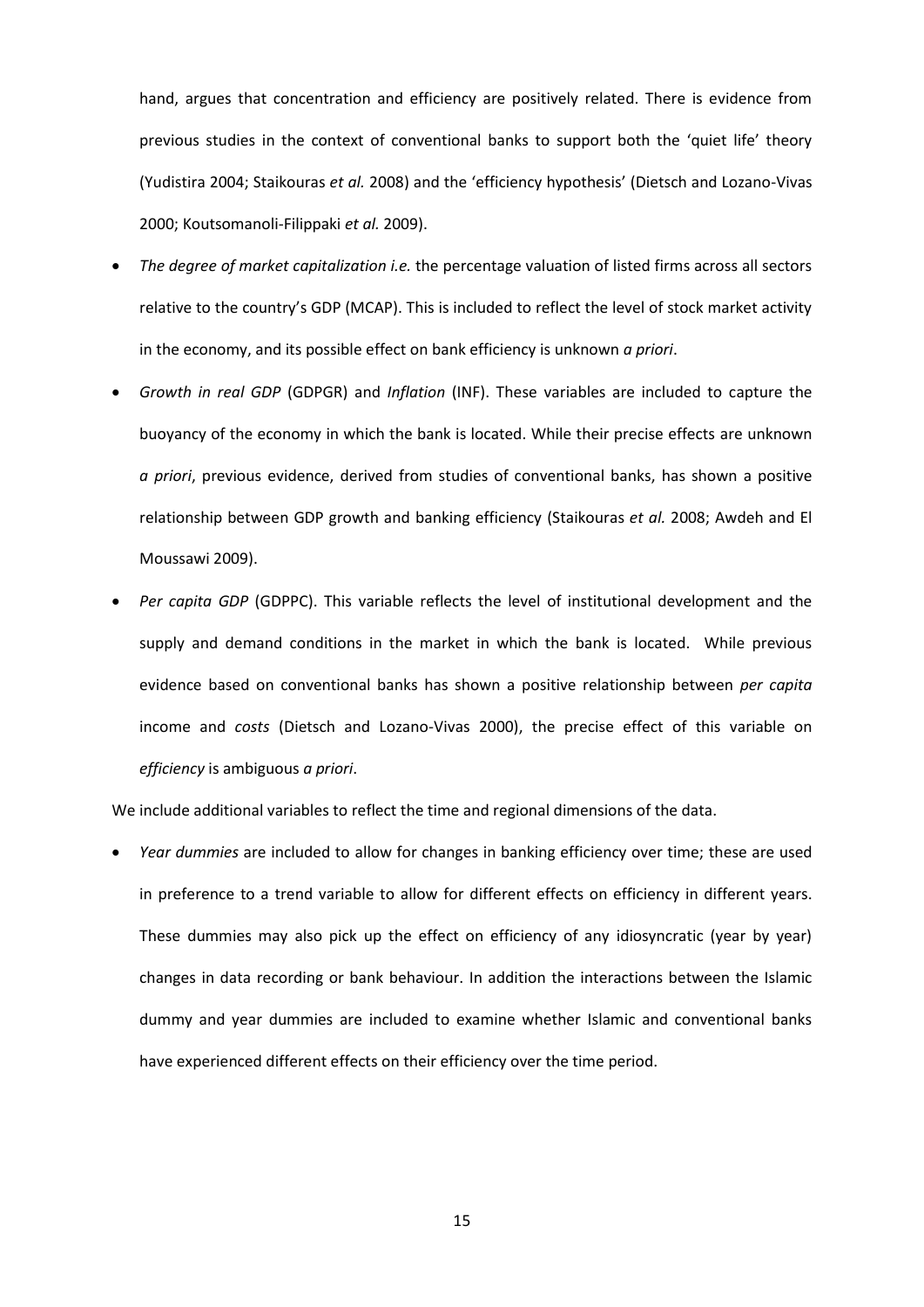hand, argues that concentration and efficiency are positively related. There is evidence from previous studies in the context of conventional banks to support both the 'quiet life' theory (Yudistira 2004; Staikouras *et al.* 2008) and the 'efficiency hypothesis' (Dietsch and Lozano-Vivas 2000; Koutsomanoli-Filippaki *et al.* 2009).

- *The degree of market capitalization i.e.* the percentage valuation of listed firms across all sectors relative to the country's GDP (MCAP). This is included to reflect the level of stock market activity in the economy, and its possible effect on bank efficiency is unknown *a priori*.
- *Growth in real GDP* (GDPGR) and *Inflation* (INF). These variables are included to capture the buoyancy of the economy in which the bank is located. While their precise effects are unknown *a priori*, previous evidence, derived from studies of conventional banks, has shown a positive relationship between GDP growth and banking efficiency (Staikouras *et al.* 2008; Awdeh and El Moussawi 2009).
- *Per capita GDP* (GDPPC). This variable reflects the level of institutional development and the supply and demand conditions in the market in which the bank is located. While previous evidence based on conventional banks has shown a positive relationship between *per capita* income and *costs* (Dietsch and Lozano-Vivas 2000), the precise effect of this variable on *efficiency* is ambiguous *a priori*.

We include additional variables to reflect the time and regional dimensions of the data.

- *Year dummies* are included to allow for changes in banking efficiency over time; these are used in preference to a trend variable to allow for different effects on efficiency in different years. These dummies may also pick up the effect on efficiency of any idiosyncratic (year by year) changes in data recording or bank behaviour. In addition the interactions between the Islamic dummy and year dummies are included to examine whether Islamic and conventional banks have experienced different effects on their efficiency over the time period.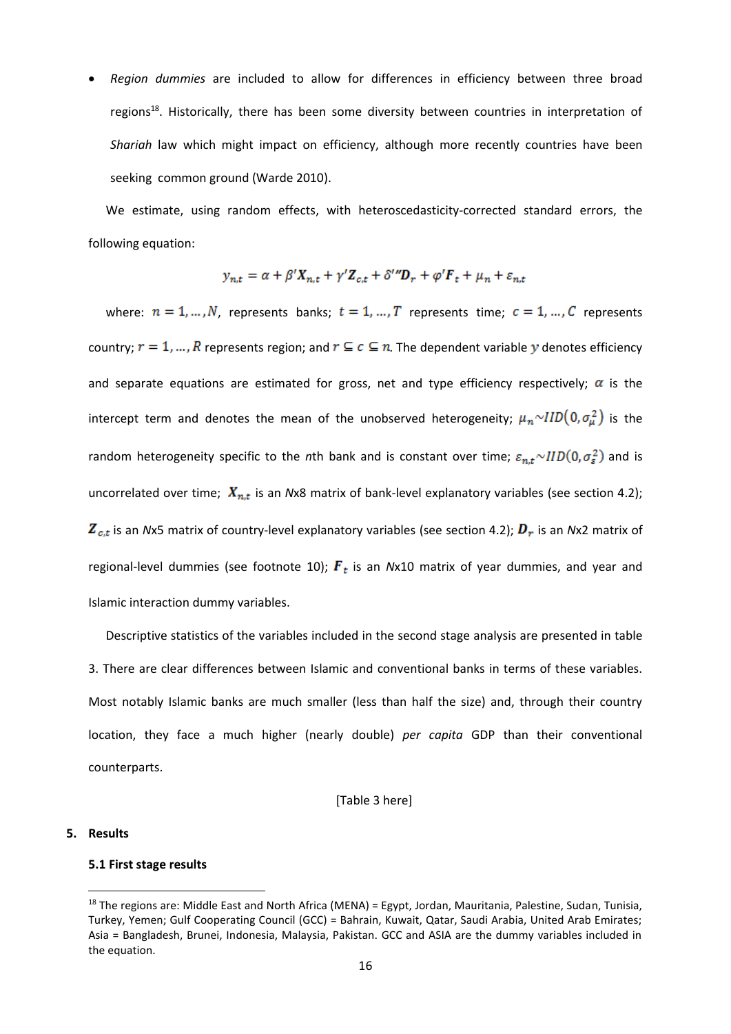- *Region dummies* are included to allow for differences in efficiency between three broad regions[18]. Historically, there has been some diversity between countries in interpretation of *Shariah* law which might impact on efficiency, although more recently countries have been seeking common ground (Warde 2010).

We estimate, using random effects, with heteroscedasticity-corrected standard errors, the following equation:

$$y_{n,t} = \alpha + \beta' \boldsymbol{X}_{n,t} + \gamma' \boldsymbol{Z}_{c,t} + \delta''' \boldsymbol{D}_r + \varphi' \boldsymbol{F}_t + \mu_n + \varepsilon_{n,t}$$

where: $n = 1, \dots, N$, represents banks; $t = 1, \dots, T$ represents time; $c = 1, \dots, C$ represents country; $r = 1, \dots, R$ represents region; and $r \subseteq c \subseteq n$. The dependent variable $y$ denotes efficiency and separate equations are estimated for gross, net and type efficiency respectively; $\alpha$ is the intercept term and denotes the mean of the unobserved heterogeneity; $\mu_n \sim IID(0, \sigma_\mu^2)$ is the random heterogeneity specific to the *n*th bank and is constant over time; $\varepsilon_{n,t} \sim IID(0, \sigma_\varepsilon^2)$ and is uncorrelated over time; $\boldsymbol{X}_{n,t}$ is an *N*x8 matrix of bank-level explanatory variables (see section 4.2); $\boldsymbol{Z}_{c,t}$ is an *N*x5 matrix of country-level explanatory variables (see section 4.2); $\boldsymbol{D}_r$ is an *N*x2 matrix of regional-level dummies (see footnote 10); $\boldsymbol{F}_t$ is an *N*x10 matrix of year dummies, and year and Islamic interaction dummy variables.

Descriptive statistics of the variables included in the second stage analysis are presented in table 3. There are clear differences between Islamic and conventional banks in terms of these variables. Most notably Islamic banks are much smaller (less than half the size) and, through their country location, they face a much higher (nearly double) *per capita* GDP than their conventional counterparts.

[Table 3 here]

## 5. Results

### 5.1 First stage results

[18] The regions are: Middle East and North Africa (MENA) = Egypt, Jordan, Mauritania, Palestine, Sudan, Tunisia, Turkey, Yemen; Gulf Cooperating Council (GCC) = Bahrain, Kuwait, Qatar, Saudi Arabia, United Arab Emirates; Asia = Bangladesh, Brunei, Indonesia, Malaysia, Pakistan. GCC and ASIA are the dummy variables included in the equation.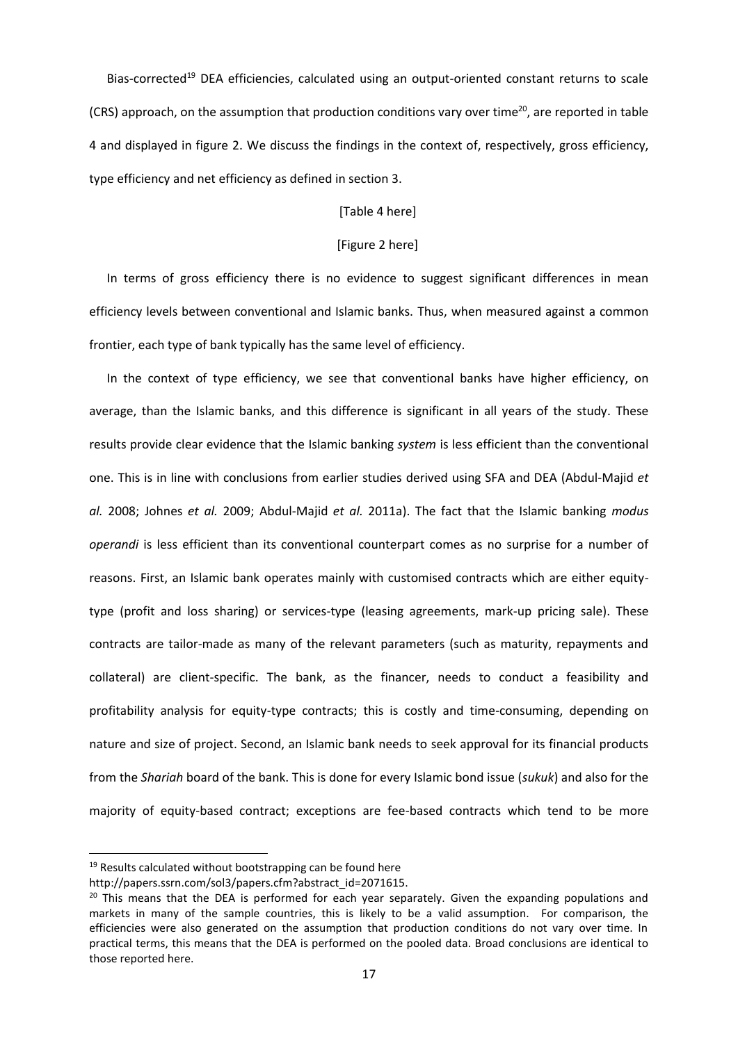Bias-corrected[19] DEA efficiencies, calculated using an output-oriented constant returns to scale (CRS) approach, on the assumption that production conditions vary over time[20], are reported in table 4 and displayed in figure 2. We discuss the findings in the context of, respectively, gross efficiency, type efficiency and net efficiency as defined in section 3.

[Table 4 here]

[Figure 2 here]

In terms of gross efficiency there is no evidence to suggest significant differences in mean efficiency levels between conventional and Islamic banks. Thus, when measured against a common frontier, each type of bank typically has the same level of efficiency.

In the context of type efficiency, we see that conventional banks have higher efficiency, on average, than the Islamic banks, and this difference is significant in all years of the study. These results provide clear evidence that the Islamic banking *system* is less efficient than the conventional one. This is in line with conclusions from earlier studies derived using SFA and DEA (Abdul-Majid *et al.* 2008; Johnes *et al.* 2009; Abdul-Majid *et al.* 2011a). The fact that the Islamic banking *modus operandi* is less efficient than its conventional counterpart comes as no surprise for a number of reasons. First, an Islamic bank operates mainly with customised contracts which are either equity-type (profit and loss sharing) or services-type (leasing agreements, mark-up pricing sale). These contracts are tailor-made as many of the relevant parameters (such as maturity, repayments and collateral) are client-specific. The bank, as the financer, needs to conduct a feasibility and profitability analysis for equity-type contracts; this is costly and time-consuming, depending on nature and size of project. Second, an Islamic bank needs to seek approval for its financial products from the *Shariah* board of the bank. This is done for every Islamic bond issue (*sukuk*) and also for the majority of equity-based contract; exceptions are fee-based contracts which tend to be more

[19] Results calculated without bootstrapping can be found here http://papers.ssrn.com/sol3/papers.cfm?abstract_id=2071615.

[20] This means that the DEA is performed for each year separately. Given the expanding populations and markets in many of the sample countries, this is likely to be a valid assumption. For comparison, the efficiencies were also generated on the assumption that production conditions do not vary over time. In practical terms, this means that the DEA is performed on the pooled data. Broad conclusions are identical to those reported here.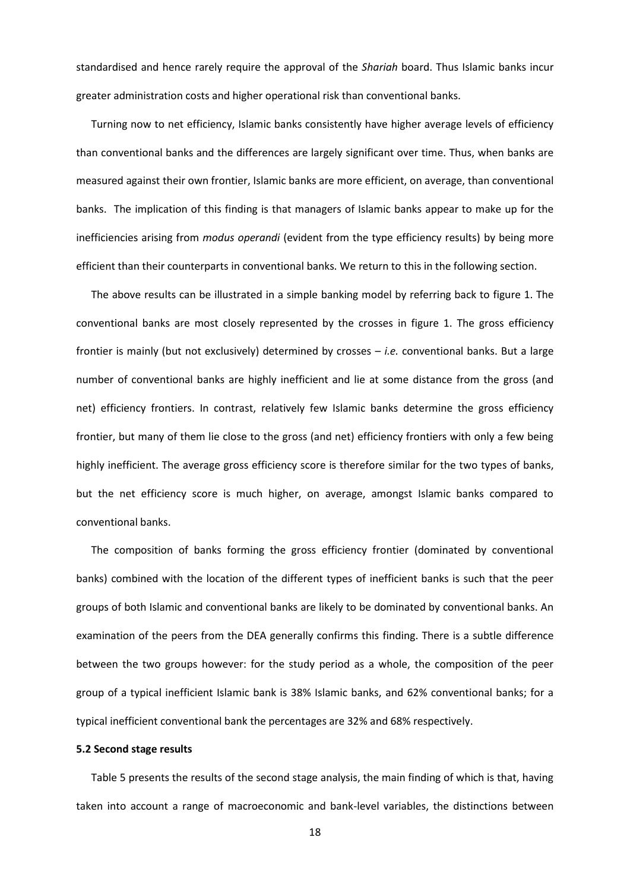standardised and hence rarely require the approval of the *Shariah* board. Thus Islamic banks incur greater administration costs and higher operational risk than conventional banks.

Turning now to net efficiency, Islamic banks consistently have higher average levels of efficiency than conventional banks and the differences are largely significant over time. Thus, when banks are measured against their own frontier, Islamic banks are more efficient, on average, than conventional banks. The implication of this finding is that managers of Islamic banks appear to make up for the inefficiencies arising from *modus operandi* (evident from the type efficiency results) by being more efficient than their counterparts in conventional banks. We return to this in the following section.

The above results can be illustrated in a simple banking model by referring back to figure 1. The conventional banks are most closely represented by the crosses in figure 1. The gross efficiency frontier is mainly (but not exclusively) determined by crosses – *i.e.* conventional banks. But a large number of conventional banks are highly inefficient and lie at some distance from the gross (and net) efficiency frontiers. In contrast, relatively few Islamic banks determine the gross efficiency frontier, but many of them lie close to the gross (and net) efficiency frontiers with only a few being highly inefficient. The average gross efficiency score is therefore similar for the two types of banks, but the net efficiency score is much higher, on average, amongst Islamic banks compared to conventional banks.

The composition of banks forming the gross efficiency frontier (dominated by conventional banks) combined with the location of the different types of inefficient banks is such that the peer groups of both Islamic and conventional banks are likely to be dominated by conventional banks. An examination of the peers from the DEA generally confirms this finding. There is a subtle difference between the two groups however: for the study period as a whole, the composition of the peer group of a typical inefficient Islamic bank is 38% Islamic banks, and 62% conventional banks; for a typical inefficient conventional bank the percentages are 32% and 68% respectively.

**5.2 Second stage results**

Table 5 presents the results of the second stage analysis, the main finding of which is that, having taken into account a range of macroeconomic and bank-level variables, the distinctions between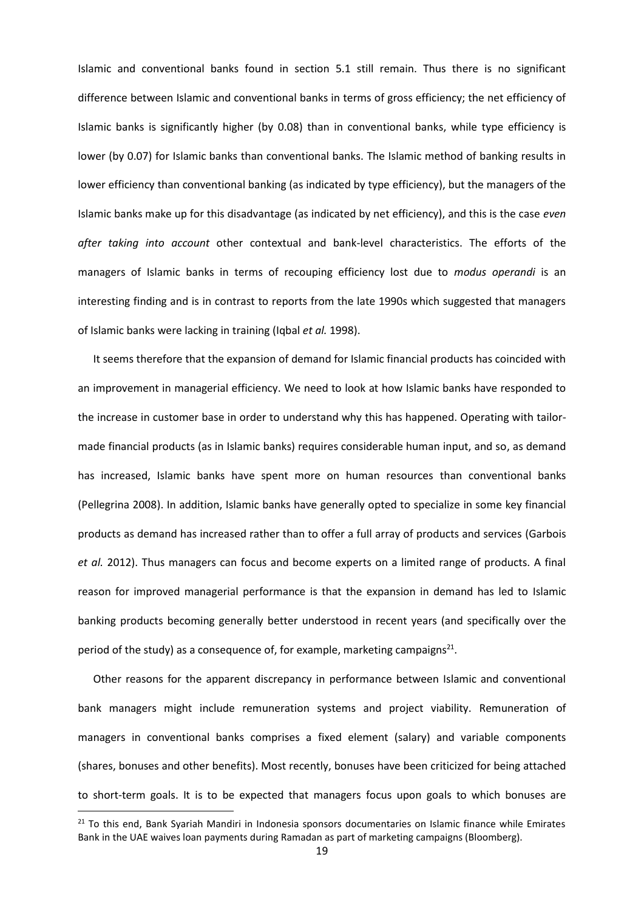Islamic and conventional banks found in section 5.1 still remain. Thus there is no significant difference between Islamic and conventional banks in terms of gross efficiency; the net efficiency of Islamic banks is significantly higher (by 0.08) than in conventional banks, while type efficiency is lower (by 0.07) for Islamic banks than conventional banks. The Islamic method of banking results in lower efficiency than conventional banking (as indicated by type efficiency), but the managers of the Islamic banks make up for this disadvantage (as indicated by net efficiency), and this is the case *even after taking into account* other contextual and bank-level characteristics. The efforts of the managers of Islamic banks in terms of recouping efficiency lost due to *modus operandi* is an interesting finding and is in contrast to reports from the late 1990s which suggested that managers of Islamic banks were lacking in training (Iqbal *et al.* 1998).

It seems therefore that the expansion of demand for Islamic financial products has coincided with an improvement in managerial efficiency. We need to look at how Islamic banks have responded to the increase in customer base in order to understand why this has happened. Operating with tailor-made financial products (as in Islamic banks) requires considerable human input, and so, as demand has increased, Islamic banks have spent more on human resources than conventional banks (Pellegrina 2008). In addition, Islamic banks have generally opted to specialize in some key financial products as demand has increased rather than to offer a full array of products and services (Garbois *et al.* 2012). Thus managers can focus and become experts on a limited range of products. A final reason for improved managerial performance is that the expansion in demand has led to Islamic banking products becoming generally better understood in recent years (and specifically over the period of the study) as a consequence of, for example, marketing campaigns[21].

Other reasons for the apparent discrepancy in performance between Islamic and conventional bank managers might include remuneration systems and project viability. Remuneration of managers in conventional banks comprises a fixed element (salary) and variable components (shares, bonuses and other benefits). Most recently, bonuses have been criticized for being attached to short-term goals. It is to be expected that managers focus upon goals to which bonuses are

[21] To this end, Bank Syariah Mandiri in Indonesia sponsors documentaries on Islamic finance while Emirates Bank in the UAE waives loan payments during Ramadan as part of marketing campaigns (Bloomberg).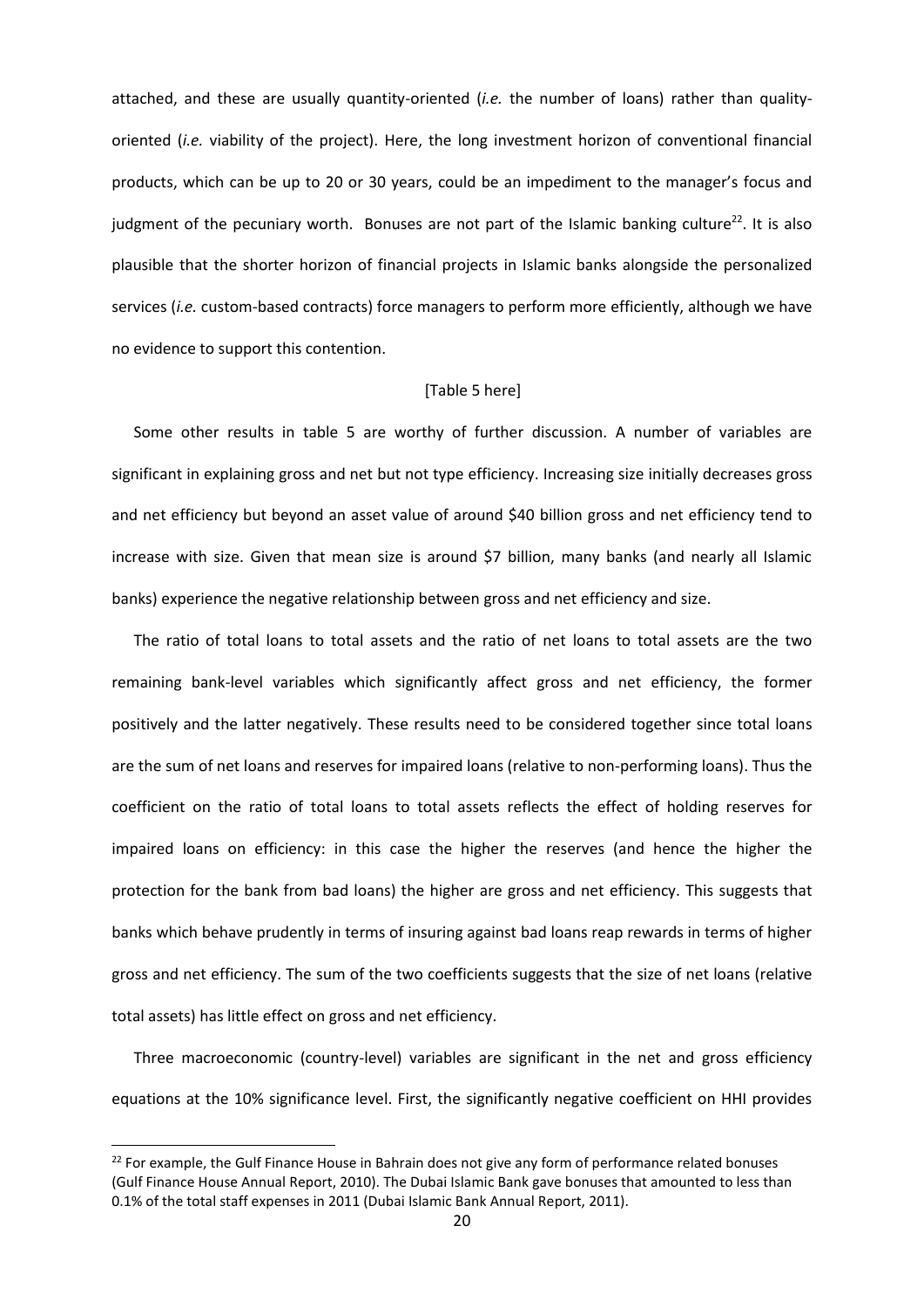attached, and these are usually quantity-oriented (*i.e.* the number of loans) rather than quality-oriented (*i.e.* viability of the project). Here, the long investment horizon of conventional financial products, which can be up to 20 or 30 years, could be an impediment to the manager's focus and judgment of the pecuniary worth. Bonuses are not part of the Islamic banking culture[22]. It is also plausible that the shorter horizon of financial projects in Islamic banks alongside the personalized services (*i.e.* custom-based contracts) force managers to perform more efficiently, although we have no evidence to support this contention.

[Table 5 here]

Some other results in table 5 are worthy of further discussion. A number of variables are significant in explaining gross and net but not type efficiency. Increasing size initially decreases gross and net efficiency but beyond an asset value of around \$40 billion gross and net efficiency tend to increase with size. Given that mean size is around \$7 billion, many banks (and nearly all Islamic banks) experience the negative relationship between gross and net efficiency and size.

The ratio of total loans to total assets and the ratio of net loans to total assets are the two remaining bank-level variables which significantly affect gross and net efficiency, the former positively and the latter negatively. These results need to be considered together since total loans are the sum of net loans and reserves for impaired loans (relative to non-performing loans). Thus the coefficient on the ratio of total loans to total assets reflects the effect of holding reserves for impaired loans on efficiency: in this case the higher the reserves (and hence the higher the protection for the bank from bad loans) the higher are gross and net efficiency. This suggests that banks which behave prudently in terms of insuring against bad loans reap rewards in terms of higher gross and net efficiency. The sum of the two coefficients suggests that the size of net loans (relative total assets) has little effect on gross and net efficiency.

Three macroeconomic (country-level) variables are significant in the net and gross efficiency equations at the 10% significance level. First, the significantly negative coefficient on HHI provides

[22] For example, the Gulf Finance House in Bahrain does not give any form of performance related bonuses (Gulf Finance House Annual Report, 2010). The Dubai Islamic Bank gave bonuses that amounted to less than 0.1% of the total staff expenses in 2011 (Dubai Islamic Bank Annual Report, 2011).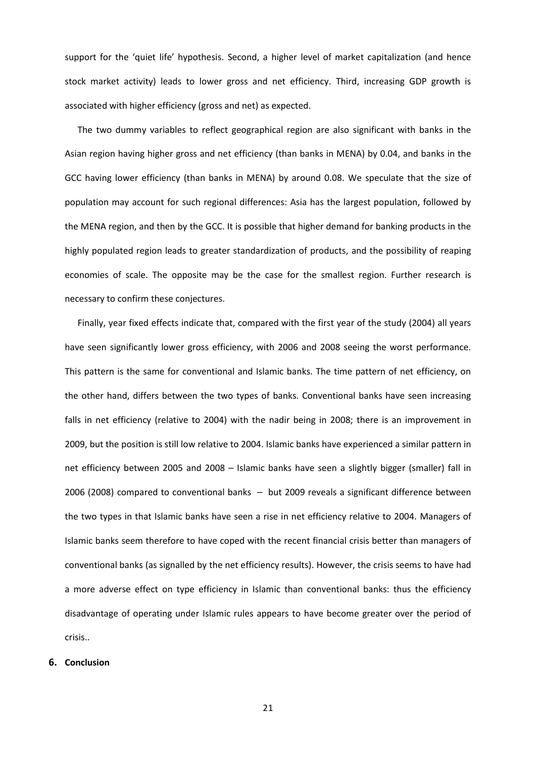support for the 'quiet life' hypothesis. Second, a higher level of market capitalization (and hence stock market activity) leads to lower gross and net efficiency. Third, increasing GDP growth is associated with higher efficiency (gross and net) as expected.

The two dummy variables to reflect geographical region are also significant with banks in the Asian region having higher gross and net efficiency (than banks in MENA) by 0.04, and banks in the GCC having lower efficiency (than banks in MENA) by around 0.08. We speculate that the size of population may account for such regional differences: Asia has the largest population, followed by the MENA region, and then by the GCC. It is possible that higher demand for banking products in the highly populated region leads to greater standardization of products, and the possibility of reaping economies of scale. The opposite may be the case for the smallest region. Further research is necessary to confirm these conjectures.

Finally, year fixed effects indicate that, compared with the first year of the study (2004) all years have seen significantly lower gross efficiency, with 2006 and 2008 seeing the worst performance. This pattern is the same for conventional and Islamic banks. The time pattern of net efficiency, on the other hand, differs between the two types of banks. Conventional banks have seen increasing falls in net efficiency (relative to 2004) with the nadir being in 2008; there is an improvement in 2009, but the position is still low relative to 2004. Islamic banks have experienced a similar pattern in net efficiency between 2005 and 2008 – Islamic banks have seen a slightly bigger (smaller) fall in 2006 (2008) compared to conventional banks – but 2009 reveals a significant difference between the two types in that Islamic banks have seen a rise in net efficiency relative to 2004. Managers of Islamic banks seem therefore to have coped with the recent financial crisis better than managers of conventional banks (as signalled by the net efficiency results). However, the crisis seems to have had a more adverse effect on type efficiency in Islamic than conventional banks: thus the efficiency disadvantage of operating under Islamic rules appears to have become greater over the period of crisis..

## 6. Conclusion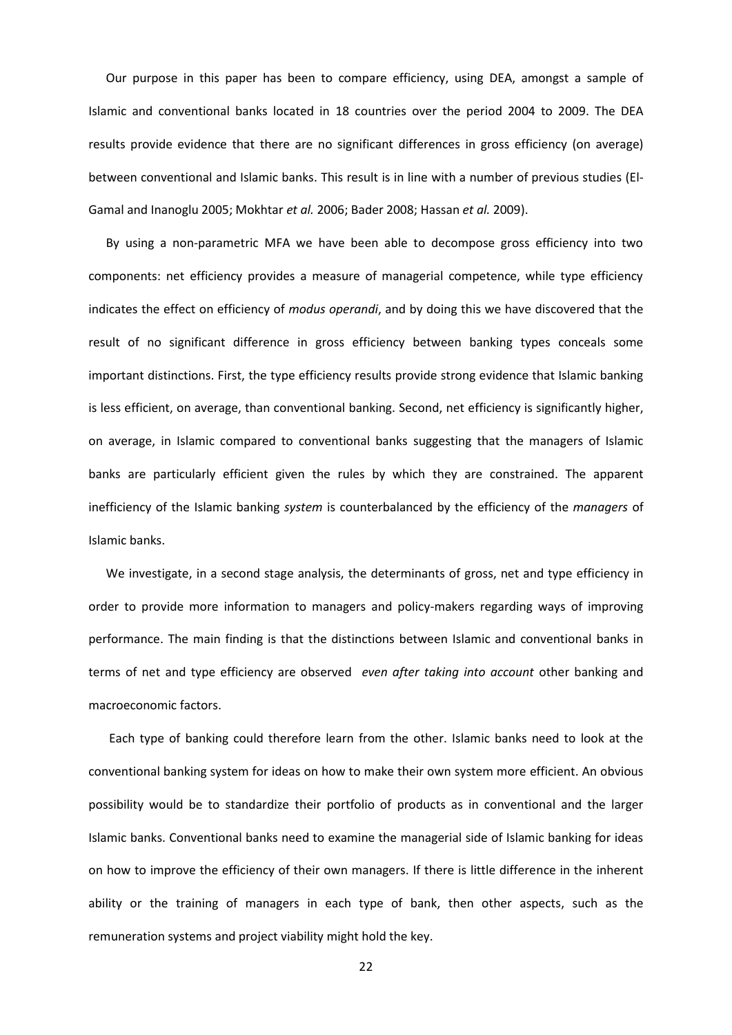Our purpose in this paper has been to compare efficiency, using DEA, amongst a sample of Islamic and conventional banks located in 18 countries over the period 2004 to 2009. The DEA results provide evidence that there are no significant differences in gross efficiency (on average) between conventional and Islamic banks. This result is in line with a number of previous studies (El-Gamal and Inanoglu 2005; Mokhtar *et al.* 2006; Bader 2008; Hassan *et al.* 2009).

By using a non-parametric MFA we have been able to decompose gross efficiency into two components: net efficiency provides a measure of managerial competence, while type efficiency indicates the effect on efficiency of *modus operandi*, and by doing this we have discovered that the result of no significant difference in gross efficiency between banking types conceals some important distinctions. First, the type efficiency results provide strong evidence that Islamic banking is less efficient, on average, than conventional banking. Second, net efficiency is significantly higher, on average, in Islamic compared to conventional banks suggesting that the managers of Islamic banks are particularly efficient given the rules by which they are constrained. The apparent inefficiency of the Islamic banking *system* is counterbalanced by the efficiency of the *managers* of Islamic banks.

We investigate, in a second stage analysis, the determinants of gross, net and type efficiency in order to provide more information to managers and policy-makers regarding ways of improving performance. The main finding is that the distinctions between Islamic and conventional banks in terms of net and type efficiency are observed *even after taking into account* other banking and macroeconomic factors.

Each type of banking could therefore learn from the other. Islamic banks need to look at the conventional banking system for ideas on how to make their own system more efficient. An obvious possibility would be to standardize their portfolio of products as in conventional and the larger Islamic banks. Conventional banks need to examine the managerial side of Islamic banking for ideas on how to improve the efficiency of their own managers. If there is little difference in the inherent ability or the training of managers in each type of bank, then other aspects, such as the remuneration systems and project viability might hold the key.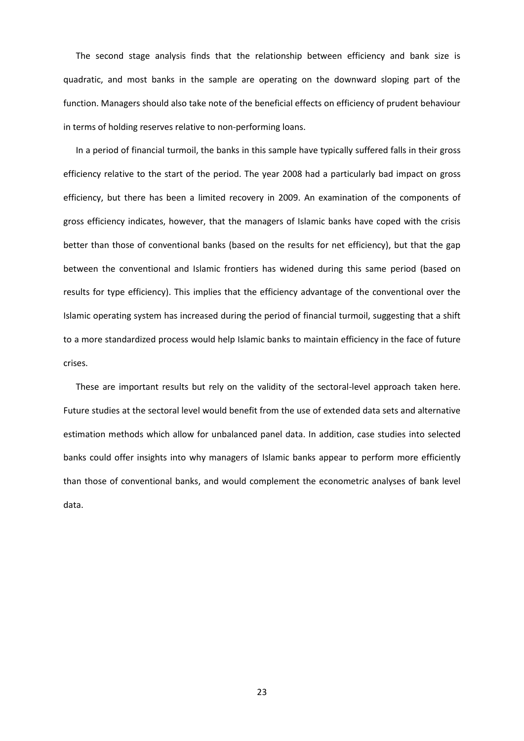The second stage analysis finds that the relationship between efficiency and bank size is quadratic, and most banks in the sample are operating on the downward sloping part of the function. Managers should also take note of the beneficial effects on efficiency of prudent behaviour in terms of holding reserves relative to non-performing loans.

In a period of financial turmoil, the banks in this sample have typically suffered falls in their gross efficiency relative to the start of the period. The year 2008 had a particularly bad impact on gross efficiency, but there has been a limited recovery in 2009. An examination of the components of gross efficiency indicates, however, that the managers of Islamic banks have coped with the crisis better than those of conventional banks (based on the results for net efficiency), but that the gap between the conventional and Islamic frontiers has widened during this same period (based on results for type efficiency). This implies that the efficiency advantage of the conventional over the Islamic operating system has increased during the period of financial turmoil, suggesting that a shift to a more standardized process would help Islamic banks to maintain efficiency in the face of future crises.

These are important results but rely on the validity of the sectoral-level approach taken here. Future studies at the sectoral level would benefit from the use of extended data sets and alternative estimation methods which allow for unbalanced panel data. In addition, case studies into selected banks could offer insights into why managers of Islamic banks appear to perform more efficiently than those of conventional banks, and would complement the econometric analyses of bank level data.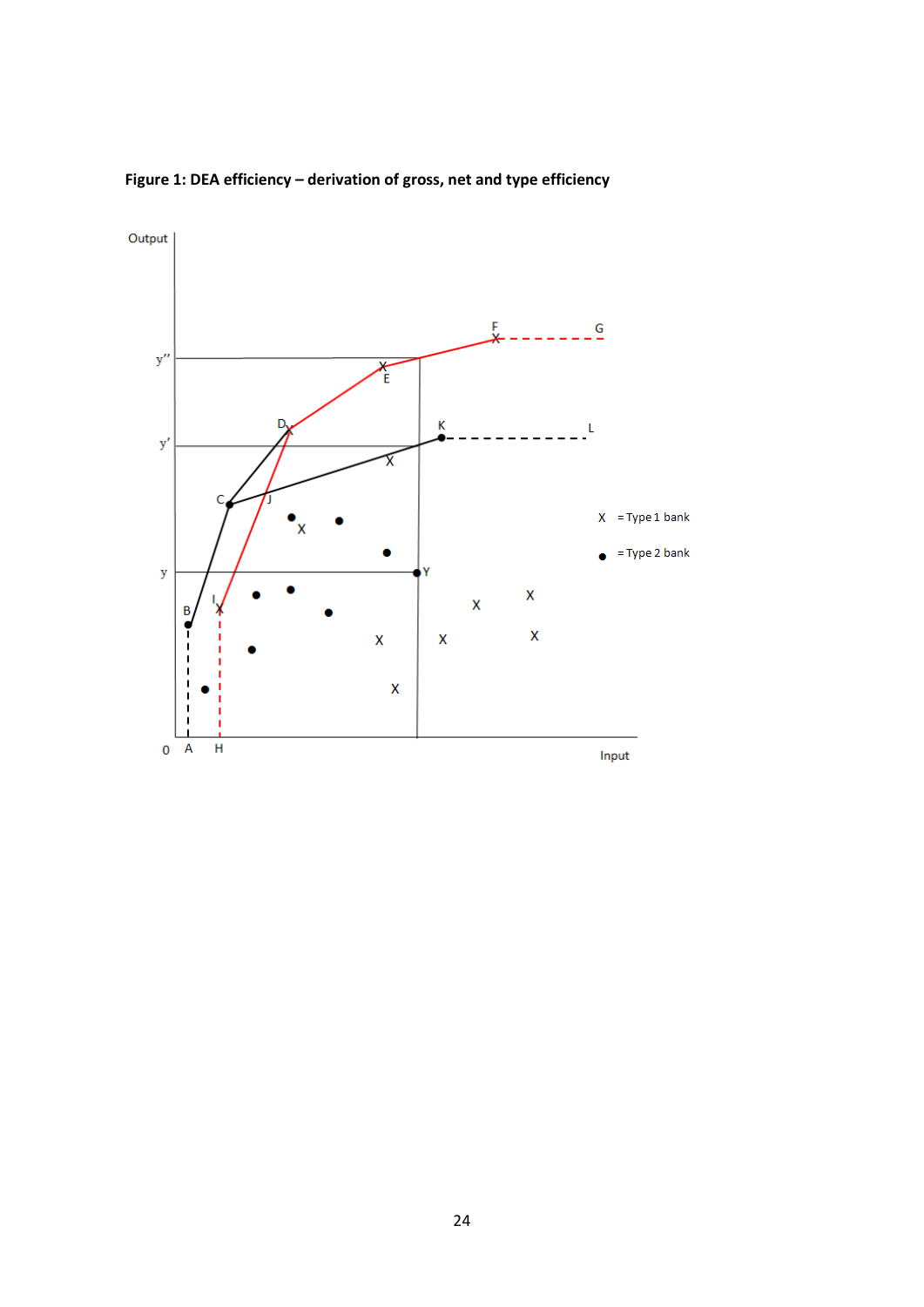**Figure 1: DEA efficiency – derivation of gross, net and type efficiency**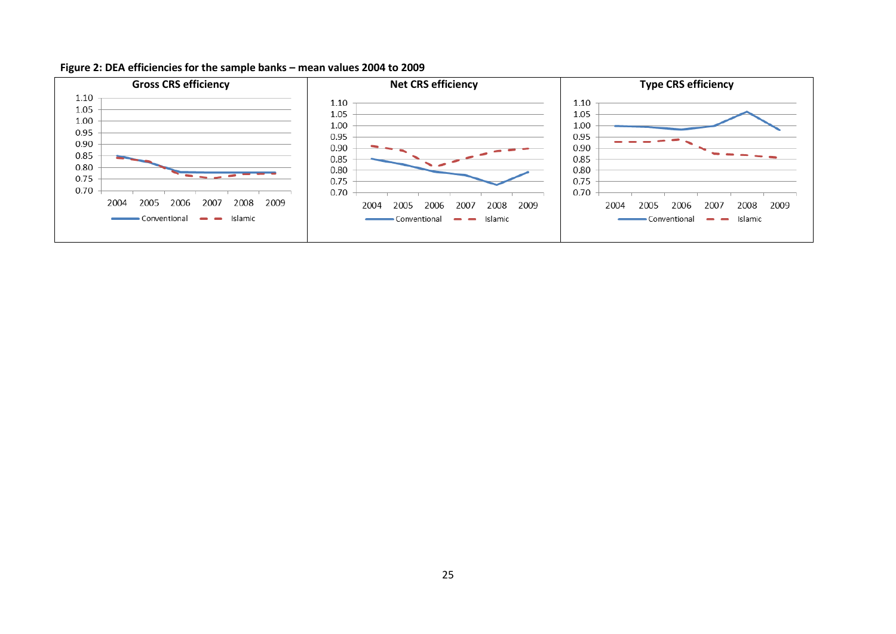**Figure 2: DEA efficiencies for the sample banks – mean values 2004 to 2009**

**Gross CRS efficiency**

1.10
1.05
1.00
0.95
0.90
0.85
0.80
0.75
0.70

2004 2005 2006 2007 2008 2009

Conventional Islamic

**Net CRS efficiency**

1.10
1.05
1.00
0.95
0.90
0.85
0.80
0.75
0.70

2004 2005 2006 2007 2008 2009

Conventional Islamic

**Type CRS efficiency**

1.10
1.05
1.00
0.95
0.90
0.85
0.80
0.75
0.70

2004 2005 2006 2007 2008 2009

Conventional Islamic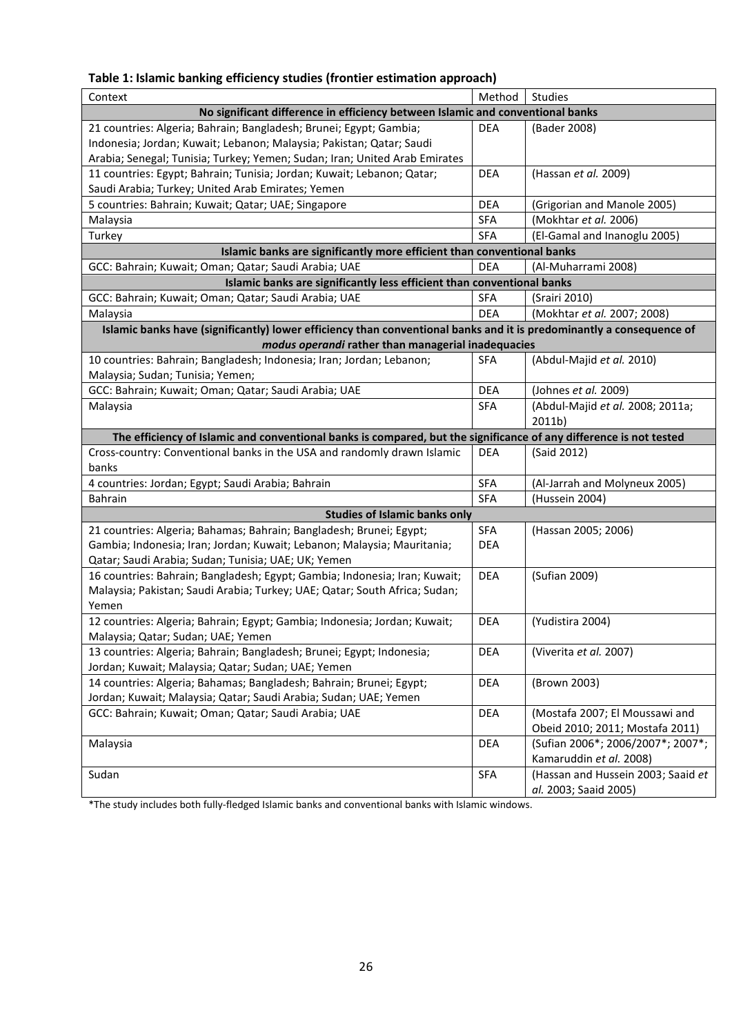**Table 1: Islamic banking efficiency studies (frontier estimation approach)**

| Context | Method | Studies |
|---|---|---|
| **No significant difference in efficiency between Islamic and conventional banks** | | |
| 21 countries: Algeria; Bahrain; Bangladesh; Brunei; Egypt; Gambia; Indonesia; Jordan; Kuwait; Lebanon; Malaysia; Pakistan; Qatar; Saudi Arabia; Senegal; Tunisia; Turkey; Yemen; Sudan; Iran; United Arab Emirates | DEA | (Bader 2008) |
| 11 countries: Egypt; Bahrain; Tunisia; Jordan; Kuwait; Lebanon; Qatar; Saudi Arabia; Turkey; United Arab Emirates; Yemen | DEA | (Hassan *et al.* 2009) |
| 5 countries: Bahrain; Kuwait; Qatar; UAE; Singapore | DEA | (Grigorian and Manole 2005) |
| Malaysia | SFA | (Mokhtar *et al.* 2006) |
| Turkey | SFA | (El-Gamal and Inanoglu 2005) |
| **Islamic banks are significantly more efficient than conventional banks** | | |
| GCC: Bahrain; Kuwait; Oman; Qatar; Saudi Arabia; UAE | DEA | (Al-Muharrami 2008) |
| **Islamic banks are significantly less efficient than conventional banks** | | |
| GCC: Bahrain; Kuwait; Oman; Qatar; Saudi Arabia; UAE | SFA | (Srairi 2010) |
| Malaysia | DEA | (Mokhtar *et al.* 2007; 2008) |
| **Islamic banks have (significantly) lower efficiency than conventional banks and it is predominantly a consequence of *modus operandi* rather than managerial inadequacies** | | |
| 10 countries: Bahrain; Bangladesh; Indonesia; Iran; Jordan; Lebanon; Malaysia; Sudan; Tunisia; Yemen; | SFA | (Abdul-Majid *et al.* 2010) |
| GCC: Bahrain; Kuwait; Oman; Qatar; Saudi Arabia; UAE | DEA | (Johnes *et al.* 2009) |
| Malaysia | SFA | (Abdul-Majid *et al.* 2008; 2011a; 2011b) |
| **The efficiency of Islamic and conventional banks is compared, but the significance of any difference is not tested** | | |
| Cross-country: Conventional banks in the USA and randomly drawn Islamic banks | DEA | (Said 2012) |
| 4 countries: Jordan; Egypt; Saudi Arabia; Bahrain | SFA | (Al-Jarrah and Molyneux 2005) |
| Bahrain | SFA | (Hussein 2004) |
| **Studies of Islamic banks only** | | |
| 21 countries: Algeria; Bahamas; Bahrain; Bangladesh; Brunei; Egypt; Gambia; Indonesia; Iran; Jordan; Kuwait; Lebanon; Malaysia; Mauritania; Qatar; Saudi Arabia; Sudan; Tunisia; UAE; UK; Yemen | SFA DEA | (Hassan 2005; 2006) |
| 16 countries: Bahrain; Bangladesh; Egypt; Gambia; Indonesia; Iran; Kuwait; Malaysia; Pakistan; Saudi Arabia; Turkey; UAE; Qatar; South Africa; Sudan; Yemen | DEA | (Sufian 2009) |
| 12 countries: Algeria; Bahrain; Egypt; Gambia; Indonesia; Jordan; Kuwait; Malaysia; Qatar; Sudan; UAE; Yemen | DEA | (Yudistira 2004) |
| 13 countries: Algeria; Bahrain; Bangladesh; Brunei; Egypt; Indonesia; Jordan; Kuwait; Malaysia; Qatar; Sudan; UAE; Yemen | DEA | (Viverita *et al.* 2007) |
| 14 countries: Algeria; Bahamas; Bangladesh; Bahrain; Brunei; Egypt; Jordan; Kuwait; Malaysia; Qatar; Saudi Arabia; Sudan; UAE; Yemen | DEA | (Brown 2003) |
| GCC: Bahrain; Kuwait; Oman; Qatar; Saudi Arabia; UAE | DEA | (Mostafa 2007; El Moussawi and Obeid 2010; 2011; Mostafa 2011) |
| Malaysia | DEA | (Sufian 2006*; 2006/2007*; 2007*; Kamaruddin *et al.* 2008) |
| Sudan | SFA | (Hassan and Hussein 2003; Saaid *et al.* 2003; Saaid 2005) |

*The study includes both fully-fledged Islamic banks and conventional banks with Islamic windows.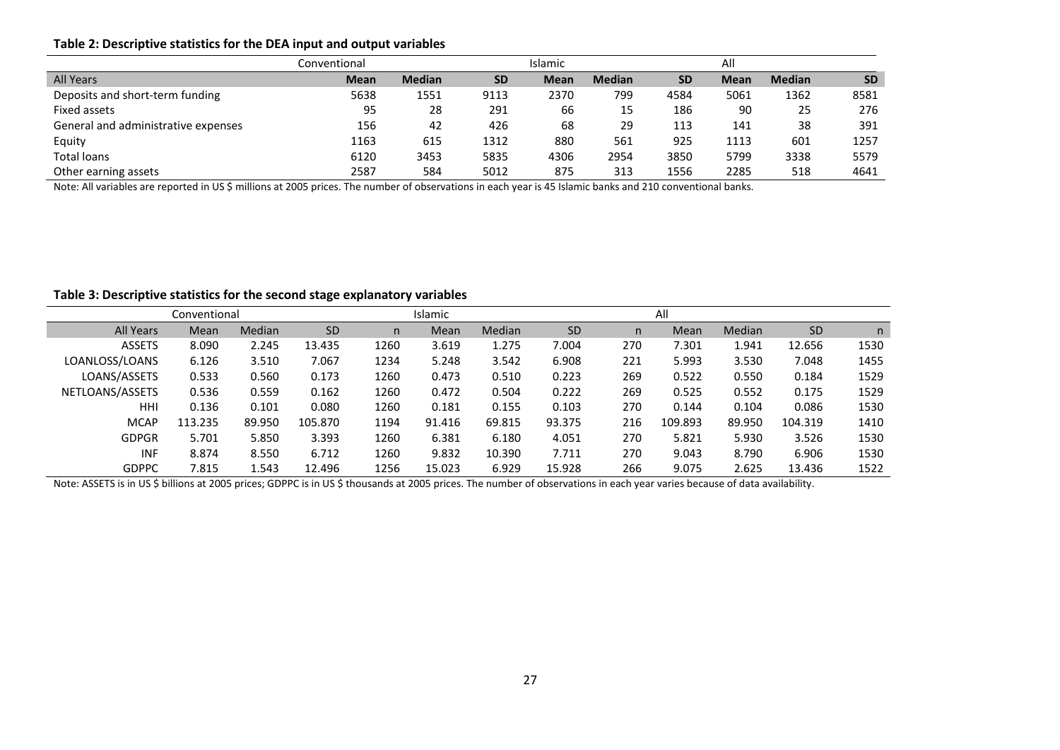**Table 2: Descriptive statistics for the DEA input and output variables**

| | Conventional | | | Islamic | | | All | | |
|---|---|---|---|---|---|---|---|---|---|
| All Years | **Mean** | **Median** | **SD** | **Mean** | **Median** | **SD** | **Mean** | **Median** | **SD** |
| Deposits and short-term funding | 5638 | 1551 | 9113 | 2370 | 799 | 4584 | 5061 | 1362 | 8581 |
| Fixed assets | 95 | 28 | 291 | 66 | 15 | 186 | 90 | 25 | 276 |
| General and administrative expenses | 156 | 42 | 426 | 68 | 29 | 113 | 141 | 38 | 391 |
| Equity | 1163 | 615 | 1312 | 880 | 561 | 925 | 1113 | 601 | 1257 |
| Total loans | 6120 | 3453 | 5835 | 4306 | 2954 | 3850 | 5799 | 3338 | 5579 |
| Other earning assets | 2587 | 584 | 5012 | 875 | 313 | 1556 | 2285 | 518 | 4641 |

Note: All variables are reported in US $ millions at 2005 prices. The number of observations in each year is 45 Islamic banks and 210 conventional banks.

**Table 3: Descriptive statistics for the second stage explanatory variables**

| | Conventional | | | | Islamic | | | | All | | | |
|---|---|---|---|---|---|---|---|---|---|---|---|---|
| All Years | Mean | Median | SD | n | Mean | Median | SD | n | Mean | Median | SD | n |
| ASSETS | 8.090 | 2.245 | 13.435 | 1260 | 3.619 | 1.275 | 7.004 | 270 | 7.301 | 1.941 | 12.656 | 1530 |
| LOANLOSS/LOANS | 6.126 | 3.510 | 7.067 | 1234 | 5.248 | 3.542 | 6.908 | 221 | 5.993 | 3.530 | 7.048 | 1455 |
| LOANS/ASSETS | 0.533 | 0.560 | 0.173 | 1260 | 0.473 | 0.510 | 0.223 | 269 | 0.522 | 0.550 | 0.184 | 1529 |
| NETLOANS/ASSETS | 0.536 | 0.559 | 0.162 | 1260 | 0.472 | 0.504 | 0.222 | 269 | 0.525 | 0.552 | 0.175 | 1529 |
| HHI | 0.136 | 0.101 | 0.080 | 1260 | 0.181 | 0.155 | 0.103 | 270 | 0.144 | 0.104 | 0.086 | 1530 |
| MCAP | 113.235 | 89.950 | 105.870 | 1194 | 91.416 | 69.815 | 93.375 | 216 | 109.893 | 89.950 | 104.319 | 1410 |
| GDPGR | 5.701 | 5.850 | 3.393 | 1260 | 6.381 | 6.180 | 4.051 | 270 | 5.821 | 5.930 | 3.526 | 1530 |
| INF | 8.874 | 8.550 | 6.712 | 1260 | 9.832 | 10.390 | 7.711 | 270 | 9.043 | 8.790 | 6.906 | 1530 |
| GDPPC | 7.815 | 1.543 | 12.496 | 1256 | 15.023 | 6.929 | 15.928 | 266 | 9.075 | 2.625 | 13.436 | 1522 |

Note: ASSETS is in US $ billions at 2005 prices; GDPPC is in US $ thousands at 2005 prices. The number of observations in each year varies because of data availability.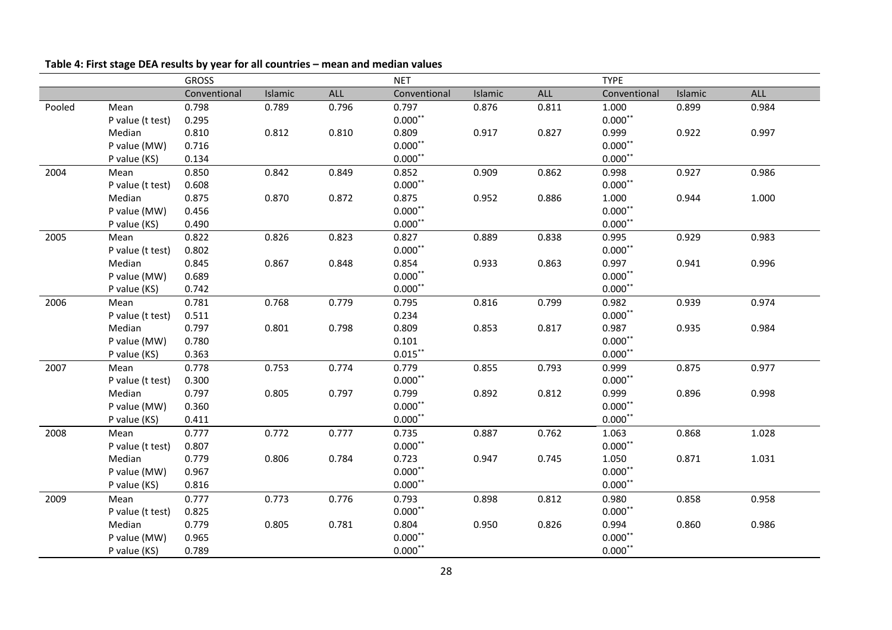**Table 4: First stage DEA results by year for all countries – mean and median values**

| | | GROSS | | | NET | | | TYPE | | |
|---|---|---|---|---|---|---|---|---|---|---|
| | | Conventional | Islamic | ALL | Conventional | Islamic | ALL | Conventional | Islamic | ALL |
| Pooled | Mean | 0.798 | 0.789 | 0.796 | 0.797 | 0.876 | 0.811 | 1.000 | 0.899 | 0.984 |
| | P value (t test) | 0.295 | | | 0.000** | | | 0.000** | | |
| | Median | 0.810 | 0.812 | 0.810 | 0.809 | 0.917 | 0.827 | 0.999 | 0.922 | 0.997 |
| | P value (MW) | 0.716 | | | 0.000** | | | 0.000** | | |
| | P value (KS) | 0.134 | | | 0.000** | | | 0.000** | | |
| 2004 | Mean | 0.850 | 0.842 | 0.849 | 0.852 | 0.909 | 0.862 | 0.998 | 0.927 | 0.986 |
| | P value (t test) | 0.608 | | | 0.000** | | | 0.000** | | |
| | Median | 0.875 | 0.870 | 0.872 | 0.875 | 0.952 | 0.886 | 1.000 | 0.944 | 1.000 |
| | P value (MW) | 0.456 | | | 0.000** | | | 0.000** | | |
| | P value (KS) | 0.490 | | | 0.000** | | | 0.000** | | |
| 2005 | Mean | 0.822 | 0.826 | 0.823 | 0.827 | 0.889 | 0.838 | 0.995 | 0.929 | 0.983 |
| | P value (t test) | 0.802 | | | 0.000** | | | 0.000** | | |
| | Median | 0.845 | 0.867 | 0.848 | 0.854 | 0.933 | 0.863 | 0.997 | 0.941 | 0.996 |
| | P value (MW) | 0.689 | | | 0.000** | | | 0.000** | | |
| | P value (KS) | 0.742 | | | 0.000** | | | 0.000** | | |
| 2006 | Mean | 0.781 | 0.768 | 0.779 | 0.795 | 0.816 | 0.799 | 0.982 | 0.939 | 0.974 |
| | P value (t test) | 0.511 | | | 0.234 | | | 0.000** | | |
| | Median | 0.797 | 0.801 | 0.798 | 0.809 | 0.853 | 0.817 | 0.987 | 0.935 | 0.984 |
| | P value (MW) | 0.780 | | | 0.101 | | | 0.000** | | |
| | P value (KS) | 0.363 | | | 0.015** | | | 0.000** | | |
| 2007 | Mean | 0.778 | 0.753 | 0.774 | 0.779 | 0.855 | 0.793 | 0.999 | 0.875 | 0.977 |
| | P value (t test) | 0.300 | | | 0.000** | | | 0.000** | | |
| | Median | 0.797 | 0.805 | 0.797 | 0.799 | 0.892 | 0.812 | 0.999 | 0.896 | 0.998 |
| | P value (MW) | 0.360 | | | 0.000** | | | 0.000** | | |
| | P value (KS) | 0.411 | | | 0.000** | | | 0.000** | | |
| 2008 | Mean | 0.777 | 0.772 | 0.777 | 0.735 | 0.887 | 0.762 | 1.063 | 0.868 | 1.028 |
| | P value (t test) | 0.807 | | | 0.000** | | | 0.000** | | |
| | Median | 0.779 | 0.806 | 0.784 | 0.723 | 0.947 | 0.745 | 1.050 | 0.871 | 1.031 |
| | P value (MW) | 0.967 | | | 0.000** | | | 0.000** | | |
| | P value (KS) | 0.816 | | | 0.000** | | | 0.000** | | |
| 2009 | Mean | 0.777 | 0.773 | 0.776 | 0.793 | 0.898 | 0.812 | 0.980 | 0.858 | 0.958 |
| | P value (t test) | 0.825 | | | 0.000** | | | 0.000** | | |
| | Median | 0.779 | 0.805 | 0.781 | 0.804 | 0.950 | 0.826 | 0.994 | 0.860 | 0.986 |
| | P value (MW) | 0.965 | | | 0.000** | | | 0.000** | | |
| | P value (KS) | 0.789 | | | 0.000** | | | 0.000** | | |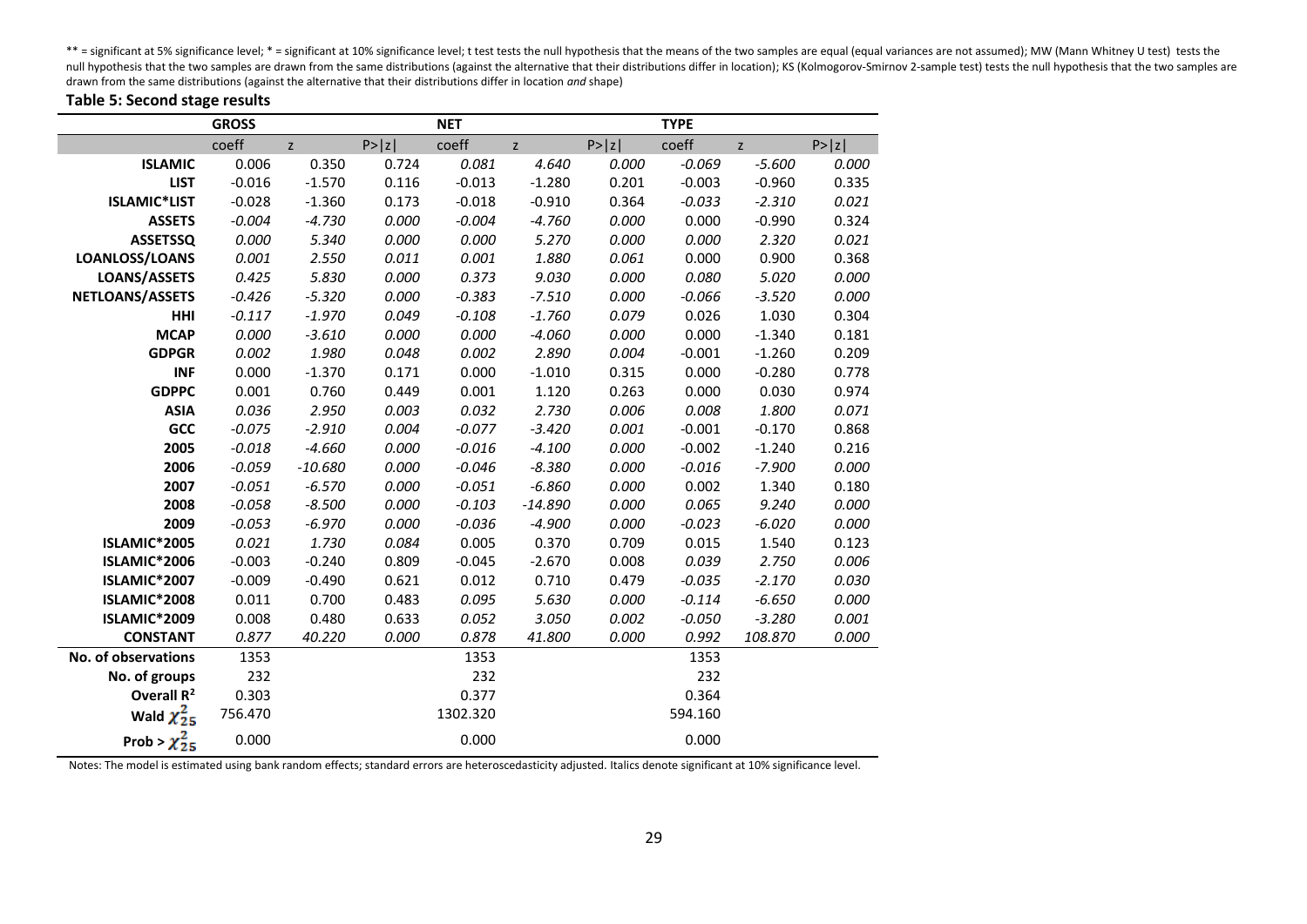** = significant at 5% significance level; * = significant at 10% significance level; t test tests the null hypothesis that the means of the two samples are equal (equal variances are not assumed); MW (Mann Whitney U test) tests the null hypothesis that the two samples are drawn from the same distributions (against the alternative that their distributions differ in location); KS (Kolmogorov-Smirnov 2-sample test) tests the null hypothesis that the two samples are drawn from the same distributions (against the alternative that their distributions differ in location *and* shape)

**Table 5: Second stage results**

| | GROSS | | | NET | | | TYPE | | |
|---|---|---|---|---|---|---|---|---|---|
| | coeff | z | P>\|z\| | coeff | z | P>\|z\| | coeff | z | P>\|z\| |
| **ISLAMIC** | 0.006 | 0.350 | 0.724 | *0.081* | *4.640* | *0.000* | *-0.069* | *-5.600* | *0.000* |
| **LIST** | -0.016 | -1.570 | 0.116 | -0.013 | -1.280 | 0.201 | -0.003 | -0.960 | 0.335 |
| **ISLAMIC*LIST** | -0.028 | -1.360 | 0.173 | -0.018 | -0.910 | 0.364 | *-0.033* | *-2.310* | *0.021* |
| **ASSETS** | *-0.004* | *-4.730* | *0.000* | *-0.004* | *-4.760* | *0.000* | 0.000 | -0.990 | 0.324 |
| **ASSETSSQ** | *0.000* | *5.340* | *0.000* | *0.000* | *5.270* | *0.000* | *0.000* | *2.320* | *0.021* |
| **LOANLOSS/LOANS** | *0.001* | *2.550* | *0.011* | *0.001* | *1.880* | *0.061* | 0.000 | 0.900 | 0.368 |
| **LOANS/ASSETS** | *0.425* | *5.830* | *0.000* | *0.373* | *9.030* | *0.000* | *0.080* | *5.020* | *0.000* |
| **NETLOANS/ASSETS** | *-0.426* | *-5.320* | *0.000* | *-0.383* | *-7.510* | *0.000* | *-0.066* | *-3.520* | *0.000* |
| **HHI** | *-0.117* | *-1.970* | *0.049* | *-0.108* | *-1.760* | *0.079* | 0.026 | 1.030 | 0.304 |
| **MCAP** | *0.000* | *-3.610* | *0.000* | *0.000* | *-4.060* | *0.000* | 0.000 | -1.340 | 0.181 |
| **GDPGR** | *0.002* | *1.980* | *0.048* | *0.002* | *2.890* | *0.004* | -0.001 | -1.260 | 0.209 |
| **INF** | 0.000 | -1.370 | 0.171 | 0.000 | -1.010 | 0.315 | 0.000 | -0.280 | 0.778 |
| **GDPPC** | 0.001 | 0.760 | 0.449 | 0.001 | 1.120 | 0.263 | 0.000 | 0.030 | 0.974 |
| **ASIA** | *0.036* | *2.950* | *0.003* | *0.032* | *2.730* | *0.006* | *0.008* | *1.800* | *0.071* |
| **GCC** | *-0.075* | *-2.910* | *0.004* | *-0.077* | *-3.420* | *0.001* | -0.001 | -0.170 | 0.868 |
| **2005** | *-0.018* | *-4.660* | *0.000* | *-0.016* | *-4.100* | *0.000* | -0.002 | -1.240 | 0.216 |
| **2006** | *-0.059* | *-10.680* | *0.000* | *-0.046* | *-8.380* | *0.000* | *-0.016* | *-7.900* | *0.000* |
| **2007** | *-0.051* | *-6.570* | *0.000* | *-0.051* | *-6.860* | *0.000* | 0.002 | 1.340 | 0.180 |
| **2008** | *-0.058* | *-8.500* | *0.000* | *-0.103* | *-14.890* | *0.000* | *0.065* | *9.240* | *0.000* |
| **2009** | *-0.053* | *-6.970* | *0.000* | *-0.036* | *-4.900* | *0.000* | *-0.023* | *-6.020* | *0.000* |
| **ISLAMIC*2005** | *0.021* | *1.730* | *0.084* | 0.005 | 0.370 | 0.709 | 0.015 | 1.540 | 0.123 |
| **ISLAMIC*2006** | -0.003 | -0.240 | 0.809 | -0.045 | -2.670 | 0.008 | *0.039* | *2.750* | *0.006* |
| **ISLAMIC*2007** | -0.009 | -0.490 | 0.621 | 0.012 | 0.710 | 0.479 | *-0.035* | *-2.170* | *0.030* |
| **ISLAMIC*2008** | 0.011 | 0.700 | 0.483 | *0.095* | *5.630* | *0.000* | *-0.114* | *-6.650* | *0.000* |
| **ISLAMIC*2009** | 0.008 | 0.480 | 0.633 | *0.052* | *3.050* | *0.002* | *-0.050* | *-3.280* | *0.001* |
| **CONSTANT** | *0.877* | *40.220* | *0.000* | *0.878* | *41.800* | *0.000* | *0.992* | *108.870* | *0.000* |
| **No. of observations** | 1353 | | | 1353 | | | 1353 | | |
| **No. of groups** | 232 | | | 232 | | | 232 | | |
| **Overall $R^2$** | 0.303 | | | 0.377 | | | 0.364 | | |
| **Wald $\chi^2_{25}$** | 756.470 | | | 1302.320 | | | 594.160 | | |
| **Prob > $\chi^2_{25}$** | 0.000 | | | 0.000 | | | 0.000 | | |

Notes: The model is estimated using bank random effects; standard errors are heteroscedasticity adjusted. Italics denote significant at 10% significance level.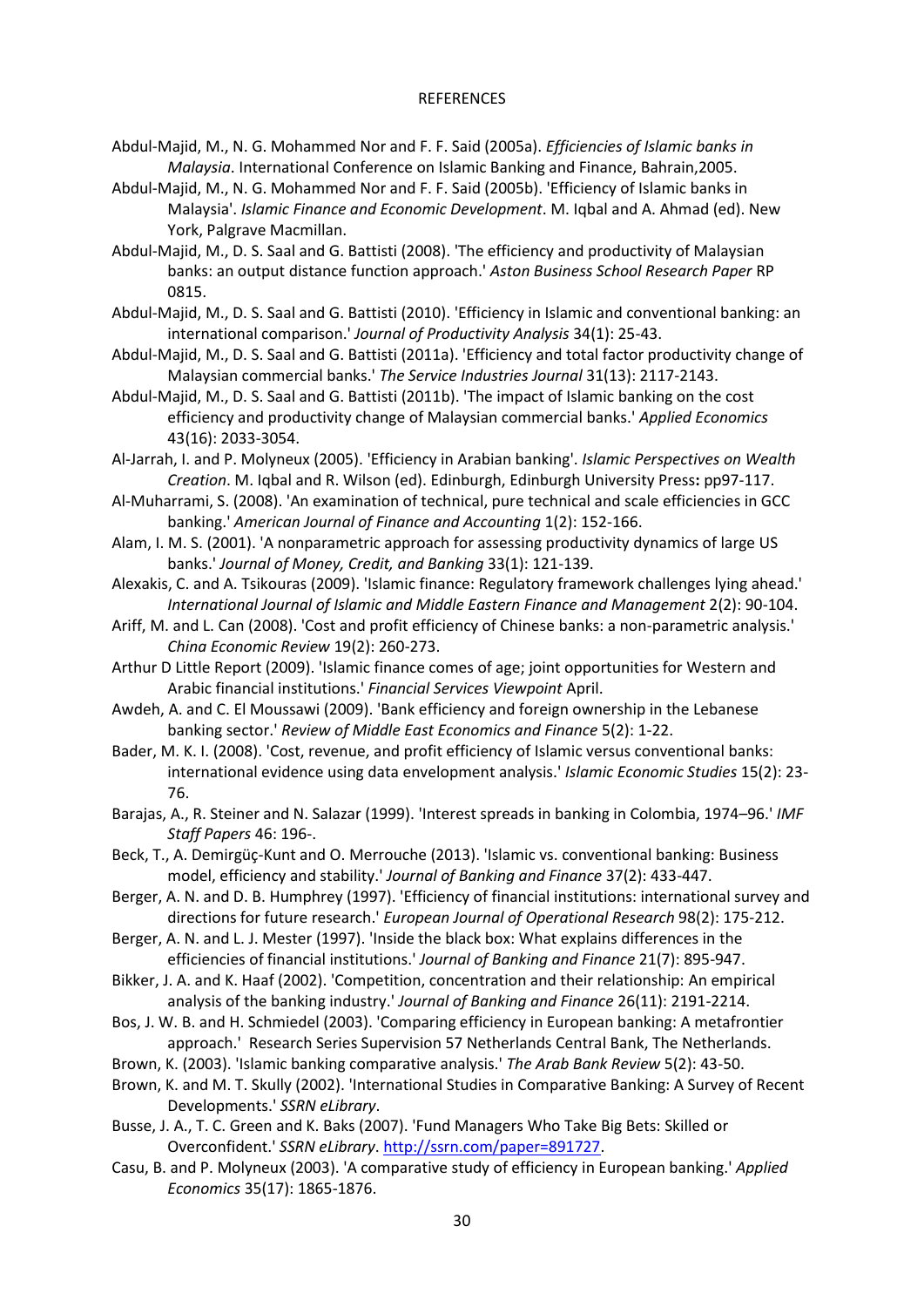# REFERENCES

Abdul-Majid, M., N. G. Mohammed Nor and F. F. Said (2005a). *Efficiencies of Islamic banks in Malaysia*. International Conference on Islamic Banking and Finance, Bahrain,2005.

Abdul-Majid, M., N. G. Mohammed Nor and F. F. Said (2005b). 'Efficiency of Islamic banks in Malaysia'. *Islamic Finance and Economic Development*. M. Iqbal and A. Ahmad (ed). New York, Palgrave Macmillan.

Abdul-Majid, M., D. S. Saal and G. Battisti (2008). 'The efficiency and productivity of Malaysian banks: an output distance function approach.' *Aston Business School Research Paper* RP 0815.

Abdul-Majid, M., D. S. Saal and G. Battisti (2010). 'Efficiency in Islamic and conventional banking: an international comparison.' *Journal of Productivity Analysis* 34(1): 25-43.

Abdul-Majid, M., D. S. Saal and G. Battisti (2011a). 'Efficiency and total factor productivity change of Malaysian commercial banks.' *The Service Industries Journal* 31(13): 2117-2143.

Abdul-Majid, M., D. S. Saal and G. Battisti (2011b). 'The impact of Islamic banking on the cost efficiency and productivity change of Malaysian commercial banks.' *Applied Economics* 43(16): 2033-3054.

Al-Jarrah, I. and P. Molyneux (2005). 'Efficiency in Arabian banking'. *Islamic Perspectives on Wealth Creation*. M. Iqbal and R. Wilson (ed). Edinburgh, Edinburgh University Press**:** pp97-117.

Al-Muharrami, S. (2008). 'An examination of technical, pure technical and scale efficiencies in GCC banking.' *American Journal of Finance and Accounting* 1(2): 152-166.

Alam, I. M. S. (2001). 'A nonparametric approach for assessing productivity dynamics of large US banks.' *Journal of Money, Credit, and Banking* 33(1): 121-139.

Alexakis, C. and A. Tsikouras (2009). 'Islamic finance: Regulatory framework challenges lying ahead.' *International Journal of Islamic and Middle Eastern Finance and Management* 2(2): 90-104.

Ariff, M. and L. Can (2008). 'Cost and profit efficiency of Chinese banks: a non-parametric analysis.' *China Economic Review* 19(2): 260-273.

Arthur D Little Report (2009). 'Islamic finance comes of age; joint opportunities for Western and Arabic financial institutions.' *Financial Services Viewpoint* April.

Awdeh, A. and C. El Moussawi (2009). 'Bank efficiency and foreign ownership in the Lebanese banking sector.' *Review of Middle East Economics and Finance* 5(2): 1-22.

Bader, M. K. I. (2008). 'Cost, revenue, and profit efficiency of Islamic versus conventional banks: international evidence using data envelopment analysis.' *Islamic Economic Studies* 15(2): 23-76.

Barajas, A., R. Steiner and N. Salazar (1999). 'Interest spreads in banking in Colombia, 1974–96.' *IMF Staff Papers* 46: 196-.

Beck, T., A. Demirgüç-Kunt and O. Merrouche (2013). 'Islamic vs. conventional banking: Business model, efficiency and stability.' *Journal of Banking and Finance* 37(2): 433-447.

Berger, A. N. and D. B. Humphrey (1997). 'Efficiency of financial institutions: international survey and directions for future research.' *European Journal of Operational Research* 98(2): 175-212.

Berger, A. N. and L. J. Mester (1997). 'Inside the black box: What explains differences in the efficiencies of financial institutions.' *Journal of Banking and Finance* 21(7): 895-947.

Bikker, J. A. and K. Haaf (2002). 'Competition, concentration and their relationship: An empirical analysis of the banking industry.' *Journal of Banking and Finance* 26(11): 2191-2214.

Bos, J. W. B. and H. Schmiedel (2003). 'Comparing efficiency in European banking: A metafrontier approach.' Research Series Supervision 57 Netherlands Central Bank, The Netherlands.

Brown, K. (2003). 'Islamic banking comparative analysis.' *The Arab Bank Review* 5(2): 43-50.

Brown, K. and M. T. Skully (2002). 'International Studies in Comparative Banking: A Survey of Recent Developments.' *SSRN eLibrary*.

Busse, J. A., T. C. Green and K. Baks (2007). 'Fund Managers Who Take Big Bets: Skilled or Overconfident.' *SSRN eLibrary*. http://ssrn.com/paper=891727.

Casu, B. and P. Molyneux (2003). 'A comparative study of efficiency in European banking.' *Applied Economics* 35(17): 1865-1876.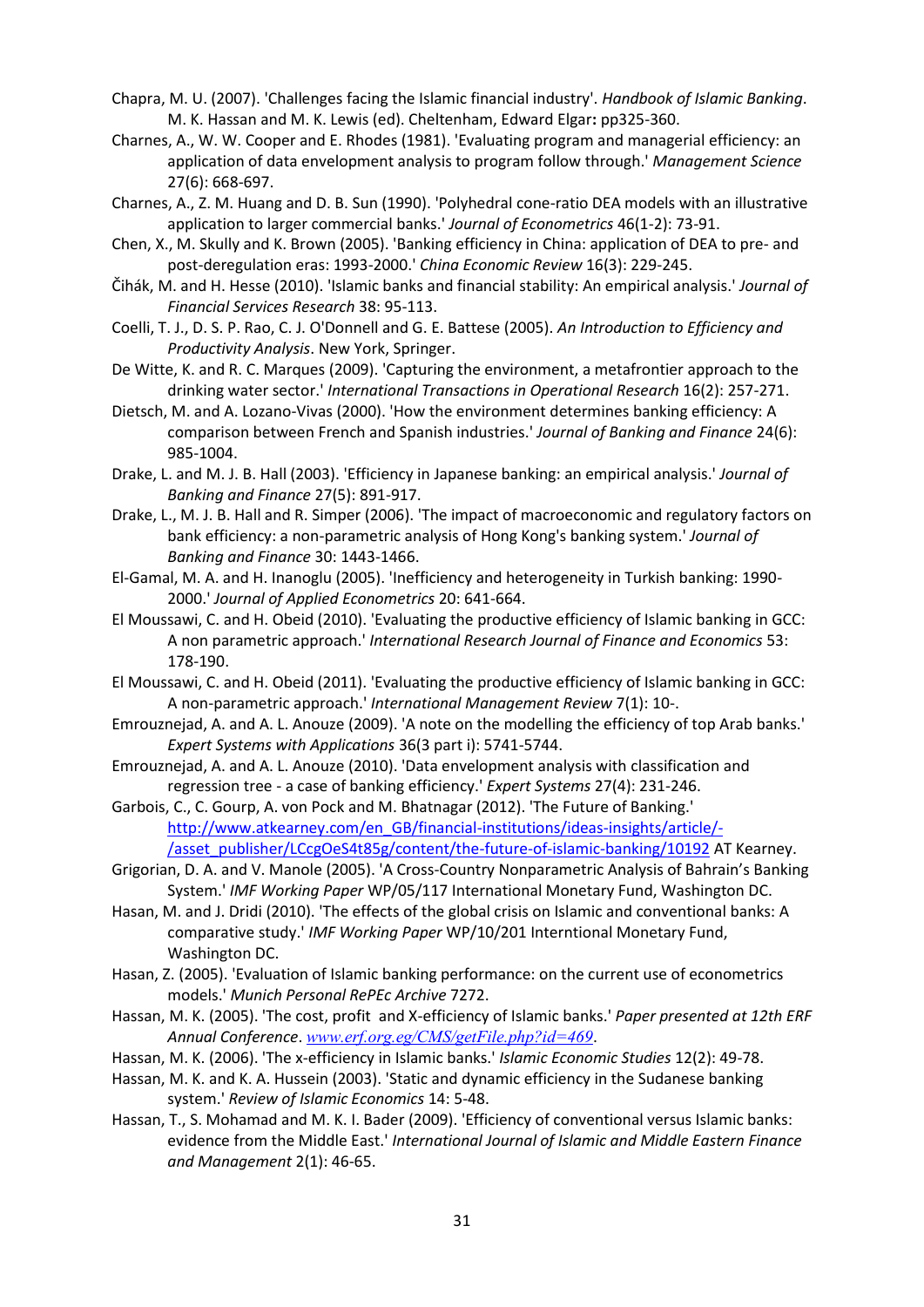Chapra, M. U. (2007). 'Challenges facing the Islamic financial industry'. *Handbook of Islamic Banking*. M. K. Hassan and M. K. Lewis (ed). Cheltenham, Edward Elgar**:** pp325-360.

Charnes, A., W. W. Cooper and E. Rhodes (1981). 'Evaluating program and managerial efficiency: an application of data envelopment analysis to program follow through.' *Management Science* 27(6): 668-697.

Charnes, A., Z. M. Huang and D. B. Sun (1990). 'Polyhedral cone-ratio DEA models with an illustrative application to larger commercial banks.' *Journal of Econometrics* 46(1-2): 73-91.

Chen, X., M. Skully and K. Brown (2005). 'Banking efficiency in China: application of DEA to pre- and post-deregulation eras: 1993-2000.' *China Economic Review* 16(3): 229-245.

Čihák, M. and H. Hesse (2010). 'Islamic banks and financial stability: An empirical analysis.' *Journal of Financial Services Research* 38: 95-113.

Coelli, T. J., D. S. P. Rao, C. J. O'Donnell and G. E. Battese (2005). *An Introduction to Efficiency and Productivity Analysis*. New York, Springer.

De Witte, K. and R. C. Marques (2009). 'Capturing the environment, a metafrontier approach to the drinking water sector.' *International Transactions in Operational Research* 16(2): 257-271.

Dietsch, M. and A. Lozano-Vivas (2000). 'How the environment determines banking efficiency: A comparison between French and Spanish industries.' *Journal of Banking and Finance* 24(6): 985-1004.

Drake, L. and M. J. B. Hall (2003). 'Efficiency in Japanese banking: an empirical analysis.' *Journal of Banking and Finance* 27(5): 891-917.

Drake, L., M. J. B. Hall and R. Simper (2006). 'The impact of macroeconomic and regulatory factors on bank efficiency: a non-parametric analysis of Hong Kong's banking system.' *Journal of Banking and Finance* 30: 1443-1466.

El-Gamal, M. A. and H. Inanoglu (2005). 'Inefficiency and heterogeneity in Turkish banking: 1990-2000.' *Journal of Applied Econometrics* 20: 641-664.

El Moussawi, C. and H. Obeid (2010). 'Evaluating the productive efficiency of Islamic banking in GCC: A non parametric approach.' *International Research Journal of Finance and Economics* 53: 178-190.

El Moussawi, C. and H. Obeid (2011). 'Evaluating the productive efficiency of Islamic banking in GCC: A non-parametric approach.' *International Management Review* 7(1): 10-.

Emrouznejad, A. and A. L. Anouze (2009). 'A note on the modelling the efficiency of top Arab banks.' *Expert Systems with Applications* 36(3 part i): 5741-5744.

Emrouznejad, A. and A. L. Anouze (2010). 'Data envelopment analysis with classification and regression tree - a case of banking efficiency.' *Expert Systems* 27(4): 231-246.

Garbois, C., C. Gourp, A. von Pock and M. Bhatnagar (2012). 'The Future of Banking.' http://www.atkearney.com/en_GB/financial-institutions/ideas-insights/article/-/asset_publisher/LCcgOeS4t85g/content/the-future-of-islamic-banking/10192 AT Kearney.

Grigorian, D. A. and V. Manole (2005). 'A Cross-Country Nonparametric Analysis of Bahrain's Banking System.' *IMF Working Paper* WP/05/117 International Monetary Fund, Washington DC.

Hasan, M. and J. Dridi (2010). 'The effects of the global crisis on Islamic and conventional banks: A comparative study.' *IMF Working Paper* WP/10/201 Interntional Monetary Fund, Washington DC.

Hasan, Z. (2005). 'Evaluation of Islamic banking performance: on the current use of econometrics models.' *Munich Personal RePEc Archive* 7272.

Hassan, M. K. (2005). 'The cost, profit and X-efficiency of Islamic banks.' *Paper presented at 12th ERF Annual Conference*. *www.erf.org.eg/CMS/getFile.php?id=469*.

Hassan, M. K. (2006). 'The x-efficiency in Islamic banks.' *Islamic Economic Studies* 12(2): 49-78.

Hassan, M. K. and K. A. Hussein (2003). 'Static and dynamic efficiency in the Sudanese banking system.' *Review of Islamic Economics* 14: 5-48.

Hassan, T., S. Mohamad and M. K. I. Bader (2009). 'Efficiency of conventional versus Islamic banks: evidence from the Middle East.' *International Journal of Islamic and Middle Eastern Finance and Management* 2(1): 46-65.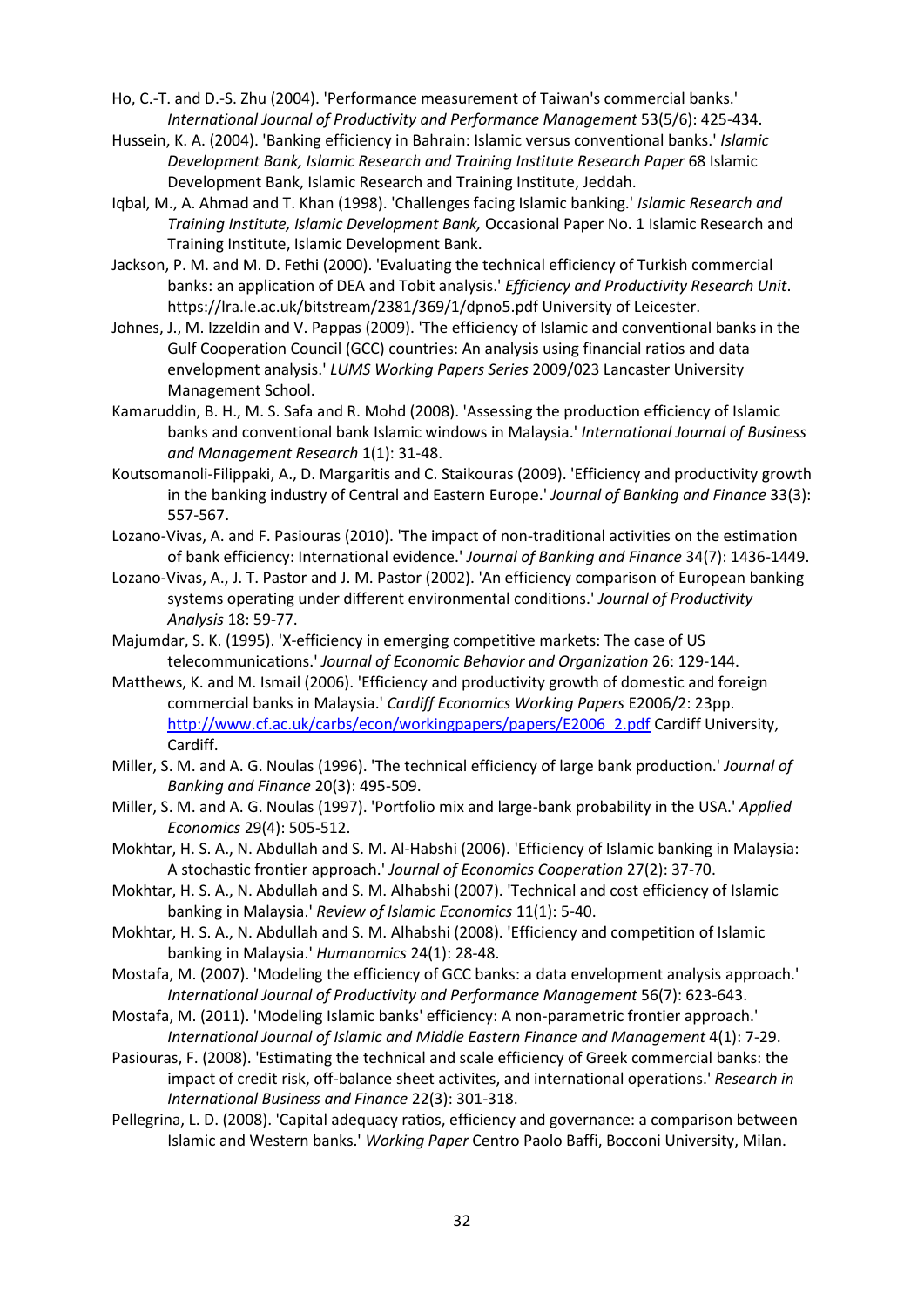Ho, C.-T. and D.-S. Zhu (2004). 'Performance measurement of Taiwan's commercial banks.' *International Journal of Productivity and Performance Management* 53(5/6): 425-434.

Hussein, K. A. (2004). 'Banking efficiency in Bahrain: Islamic versus conventional banks.' *Islamic Development Bank, Islamic Research and Training Institute Research Paper* 68 Islamic Development Bank, Islamic Research and Training Institute, Jeddah.

Iqbal, M., A. Ahmad and T. Khan (1998). 'Challenges facing Islamic banking.' *Islamic Research and Training Institute, Islamic Development Bank,* Occasional Paper No. 1 Islamic Research and Training Institute, Islamic Development Bank.

Jackson, P. M. and M. D. Fethi (2000). 'Evaluating the technical efficiency of Turkish commercial banks: an application of DEA and Tobit analysis.' *Efficiency and Productivity Research Unit*. https://lra.le.ac.uk/bitstream/2381/369/1/dpno5.pdf University of Leicester.

Johnes, J., M. Izzeldin and V. Pappas (2009). 'The efficiency of Islamic and conventional banks in the Gulf Cooperation Council (GCC) countries: An analysis using financial ratios and data envelopment analysis.' *LUMS Working Papers Series* 2009/023 Lancaster University Management School.

Kamaruddin, B. H., M. S. Safa and R. Mohd (2008). 'Assessing the production efficiency of Islamic banks and conventional bank Islamic windows in Malaysia.' *International Journal of Business and Management Research* 1(1): 31-48.

Koutsomanoli-Filippaki, A., D. Margaritis and C. Staikouras (2009). 'Efficiency and productivity growth in the banking industry of Central and Eastern Europe.' *Journal of Banking and Finance* 33(3): 557-567.

Lozano-Vivas, A. and F. Pasiouras (2010). 'The impact of non-traditional activities on the estimation of bank efficiency: International evidence.' *Journal of Banking and Finance* 34(7): 1436-1449.

Lozano-Vivas, A., J. T. Pastor and J. M. Pastor (2002). 'An efficiency comparison of European banking systems operating under different environmental conditions.' *Journal of Productivity Analysis* 18: 59-77.

Majumdar, S. K. (1995). 'X-efficiency in emerging competitive markets: The case of US telecommunications.' *Journal of Economic Behavior and Organization* 26: 129-144.

Matthews, K. and M. Ismail (2006). 'Efficiency and productivity growth of domestic and foreign commercial banks in Malaysia.' *Cardiff Economics Working Papers* E2006/2: 23pp. http://www.cf.ac.uk/carbs/econ/workingpapers/papers/E2006_2.pdf Cardiff University, Cardiff.

Miller, S. M. and A. G. Noulas (1996). 'The technical efficiency of large bank production.' *Journal of Banking and Finance* 20(3): 495-509.

Miller, S. M. and A. G. Noulas (1997). 'Portfolio mix and large-bank probability in the USA.' *Applied Economics* 29(4): 505-512.

Mokhtar, H. S. A., N. Abdullah and S. M. Al-Habshi (2006). 'Efficiency of Islamic banking in Malaysia: A stochastic frontier approach.' *Journal of Economics Cooperation* 27(2): 37-70.

Mokhtar, H. S. A., N. Abdullah and S. M. Alhabshi (2007). 'Technical and cost efficiency of Islamic banking in Malaysia.' *Review of Islamic Economics* 11(1): 5-40.

Mokhtar, H. S. A., N. Abdullah and S. M. Alhabshi (2008). 'Efficiency and competition of Islamic banking in Malaysia.' *Humanomics* 24(1): 28-48.

Mostafa, M. (2007). 'Modeling the efficiency of GCC banks: a data envelopment analysis approach.' *International Journal of Productivity and Performance Management* 56(7): 623-643.

Mostafa, M. (2011). 'Modeling Islamic banks' efficiency: A non-parametric frontier approach.' *International Journal of Islamic and Middle Eastern Finance and Management* 4(1): 7-29.

Pasiouras, F. (2008). 'Estimating the technical and scale efficiency of Greek commercial banks: the impact of credit risk, off-balance sheet activites, and international operations.' *Research in International Business and Finance* 22(3): 301-318.

Pellegrina, L. D. (2008). 'Capital adequacy ratios, efficiency and governance: a comparison between Islamic and Western banks.' *Working Paper* Centro Paolo Baffi, Bocconi University, Milan.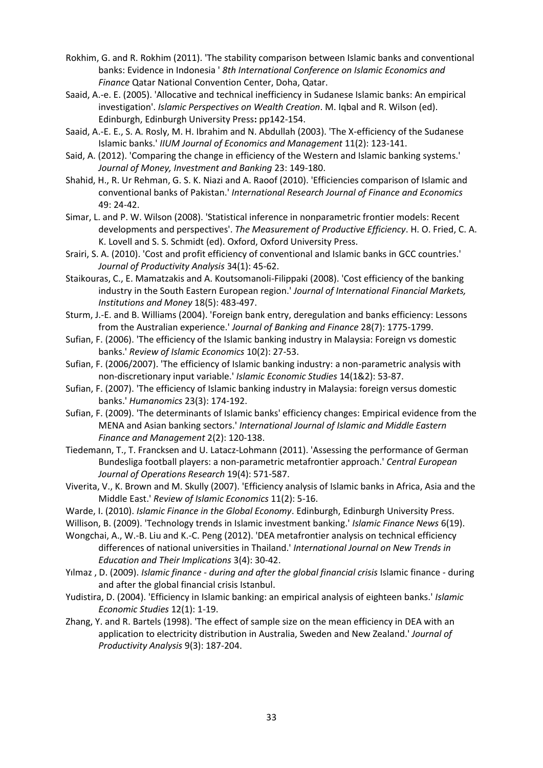Rokhim, G. and R. Rokhim (2011). 'The stability comparison between Islamic banks and conventional banks: Evidence in Indonesia ' *8th International Conference on Islamic Economics and Finance* Qatar National Convention Center, Doha, Qatar.

Saaid, A.-e. E. (2005). 'Allocative and technical inefficiency in Sudanese Islamic banks: An empirical investigation'. *Islamic Perspectives on Wealth Creation*. M. Iqbal and R. Wilson (ed). Edinburgh, Edinburgh University Press**:** pp142-154.

Saaid, A.-E. E., S. A. Rosly, M. H. Ibrahim and N. Abdullah (2003). 'The X-efficiency of the Sudanese Islamic banks.' *IIUM Journal of Economics and Management* 11(2): 123-141.

Said, A. (2012). 'Comparing the change in efficiency of the Western and Islamic banking systems.' *Journal of Money, Investment and Banking* 23: 149-180.

Shahid, H., R. Ur Rehman, G. S. K. Niazi and A. Raoof (2010). 'Efficiencies comparison of Islamic and conventional banks of Pakistan.' *International Research Journal of Finance and Economics* 49: 24-42.

Simar, L. and P. W. Wilson (2008). 'Statistical inference in nonparametric frontier models: Recent developments and perspectives'. *The Measurement of Productive Efficiency*. H. O. Fried, C. A. K. Lovell and S. S. Schmidt (ed). Oxford, Oxford University Press.

Srairi, S. A. (2010). 'Cost and profit efficiency of conventional and Islamic banks in GCC countries.' *Journal of Productivity Analysis* 34(1): 45-62.

Staikouras, C., E. Mamatzakis and A. Koutsomanoli-Filippaki (2008). 'Cost efficiency of the banking industry in the South Eastern European region.' *Journal of International Financial Markets, Institutions and Money* 18(5): 483-497.

Sturm, J.-E. and B. Williams (2004). 'Foreign bank entry, deregulation and banks efficiency: Lessons from the Australian experience.' *Journal of Banking and Finance* 28(7): 1775-1799.

Sufian, F. (2006). 'The efficiency of the Islamic banking industry in Malaysia: Foreign vs domestic banks.' *Review of Islamic Economics* 10(2): 27-53.

Sufian, F. (2006/2007). 'The efficiency of Islamic banking industry: a non-parametric analysis with non-discretionary input variable.' *Islamic Economic Studies* 14(1&2): 53-87.

Sufian, F. (2007). 'The efficiency of Islamic banking industry in Malaysia: foreign versus domestic banks.' *Humanomics* 23(3): 174-192.

Sufian, F. (2009). 'The determinants of Islamic banks' efficiency changes: Empirical evidence from the MENA and Asian banking sectors.' *International Journal of Islamic and Middle Eastern Finance and Management* 2(2): 120-138.

Tiedemann, T., T. Francksen and U. Latacz-Lohmann (2011). 'Assessing the performance of German Bundesliga football players: a non-parametric metafrontier approach.' *Central European Journal of Operations Research* 19(4): 571-587.

Viverita, V., K. Brown and M. Skully (2007). 'Efficiency analysis of Islamic banks in Africa, Asia and the Middle East.' *Review of Islamic Economics* 11(2): 5-16.

Warde, I. (2010). *Islamic Finance in the Global Economy*. Edinburgh, Edinburgh University Press.

Willison, B. (2009). 'Technology trends in Islamic investment banking.' *Islamic Finance News* 6(19).

Wongchai, A., W.-B. Liu and K.-C. Peng (2012). 'DEA metafrontier analysis on technical efficiency differences of national universities in Thailand.' *International Journal on New Trends in Education and Their Implications* 3(4): 30-42.

Yılmaz , D. (2009). *Islamic finance - during and after the global financial crisis* Islamic finance - during and after the global financial crisis Istanbul.

Yudistira, D. (2004). 'Efficiency in Islamic banking: an empirical analysis of eighteen banks.' *Islamic Economic Studies* 12(1): 1-19.

Zhang, Y. and R. Bartels (1998). 'The effect of sample size on the mean efficiency in DEA with an application to electricity distribution in Australia, Sweden and New Zealand.' *Journal of Productivity Analysis* 9(3): 187-204.